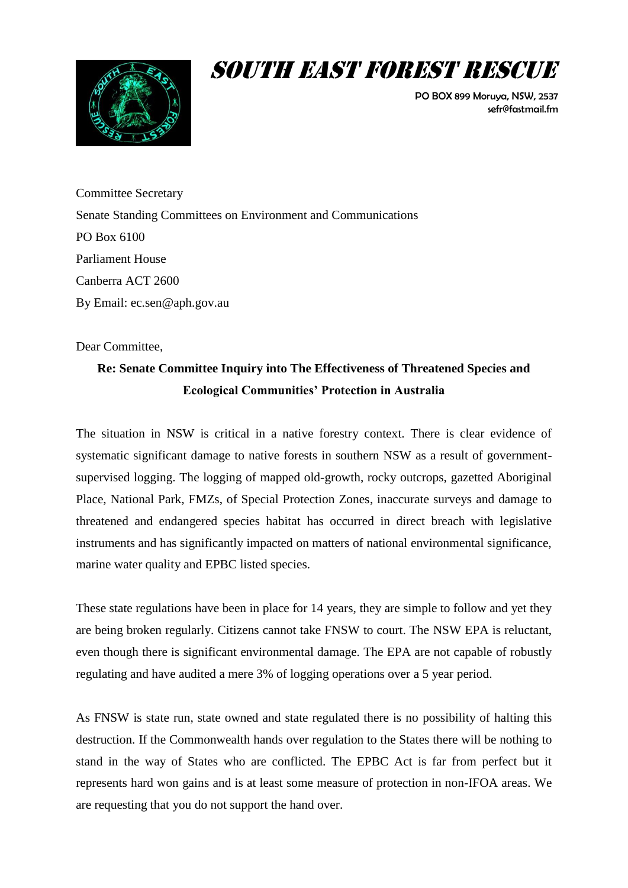# SOUTH EAST FOREST RESCUE

PO BOX 899 Moruya, NSW, 2537
sefr@fastmail.fm

Committee Secretary
Senate Standing Committees on Environment and Communications
PO Box 6100
Parliament House
Canberra ACT 2600
By Email: ec.sen@aph.gov.au

Dear Committee,

**Re: Senate Committee Inquiry into The Effectiveness of Threatened Species and Ecological Communities' Protection in Australia**

The situation in NSW is critical in a native forestry context. There is clear evidence of systematic significant damage to native forests in southern NSW as a result of government-supervised logging. The logging of mapped old-growth, rocky outcrops, gazetted Aboriginal Place, National Park, FMZs, of Special Protection Zones, inaccurate surveys and damage to threatened and endangered species habitat has occurred in direct breach with legislative instruments and has significantly impacted on matters of national environmental significance, marine water quality and EPBC listed species.

These state regulations have been in place for 14 years, they are simple to follow and yet they are being broken regularly. Citizens cannot take FNSW to court. The NSW EPA is reluctant, even though there is significant environmental damage. The EPA are not capable of robustly regulating and have audited a mere 3% of logging operations over a 5 year period.

As FNSW is state run, state owned and state regulated there is no possibility of halting this destruction. If the Commonwealth hands over regulation to the States there will be nothing to stand in the way of States who are conflicted. The EPBC Act is far from perfect but it represents hard won gains and is at least some measure of protection in non-IFOA areas. We are requesting that you do not support the hand over.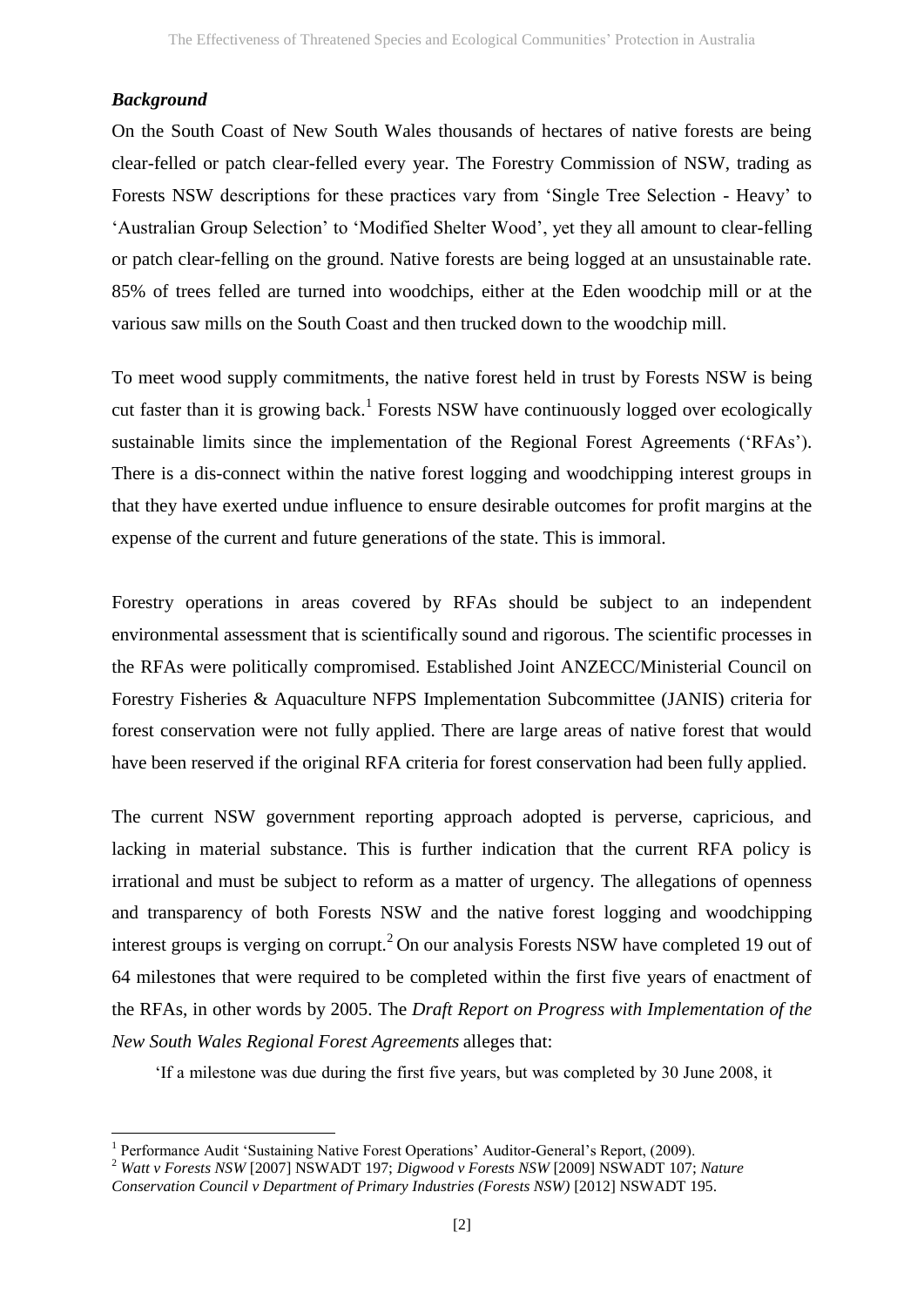### *Background*

On the South Coast of New South Wales thousands of hectares of native forests are being clear-felled or patch clear-felled every year. The Forestry Commission of NSW, trading as Forests NSW descriptions for these practices vary from 'Single Tree Selection - Heavy' to 'Australian Group Selection' to 'Modified Shelter Wood', yet they all amount to clear-felling or patch clear-felling on the ground. Native forests are being logged at an unsustainable rate. 85% of trees felled are turned into woodchips, either at the Eden woodchip mill or at the various saw mills on the South Coast and then trucked down to the woodchip mill.

To meet wood supply commitments, the native forest held in trust by Forests NSW is being cut faster than it is growing back.[1] Forests NSW have continuously logged over ecologically sustainable limits since the implementation of the Regional Forest Agreements ('RFAs'). There is a dis-connect within the native forest logging and woodchipping interest groups in that they have exerted undue influence to ensure desirable outcomes for profit margins at the expense of the current and future generations of the state. This is immoral.

Forestry operations in areas covered by RFAs should be subject to an independent environmental assessment that is scientifically sound and rigorous. The scientific processes in the RFAs were politically compromised. Established Joint ANZECC/Ministerial Council on Forestry Fisheries & Aquaculture NFPS Implementation Subcommittee (JANIS) criteria for forest conservation were not fully applied. There are large areas of native forest that would have been reserved if the original RFA criteria for forest conservation had been fully applied.

The current NSW government reporting approach adopted is perverse, capricious, and lacking in material substance. This is further indication that the current RFA policy is irrational and must be subject to reform as a matter of urgency. The allegations of openness and transparency of both Forests NSW and the native forest logging and woodchipping interest groups is verging on corrupt.[2] On our analysis Forests NSW have completed 19 out of 64 milestones that were required to be completed within the first five years of enactment of the RFAs, in other words by 2005. The *Draft Report on Progress with Implementation of the New South Wales Regional Forest Agreements* alleges that:

> 'If a milestone was due during the first five years, but was completed by 30 June 2008, it

---

[1] Performance Audit 'Sustaining Native Forest Operations' Auditor-General's Report, (2009).

[2] *Watt v Forests NSW* [2007] NSWADT 197; *Digwood v Forests NSW* [2009] NSWADT 107; *Nature Conservation Council v Department of Primary Industries (Forests NSW)* [2012] NSWADT 195.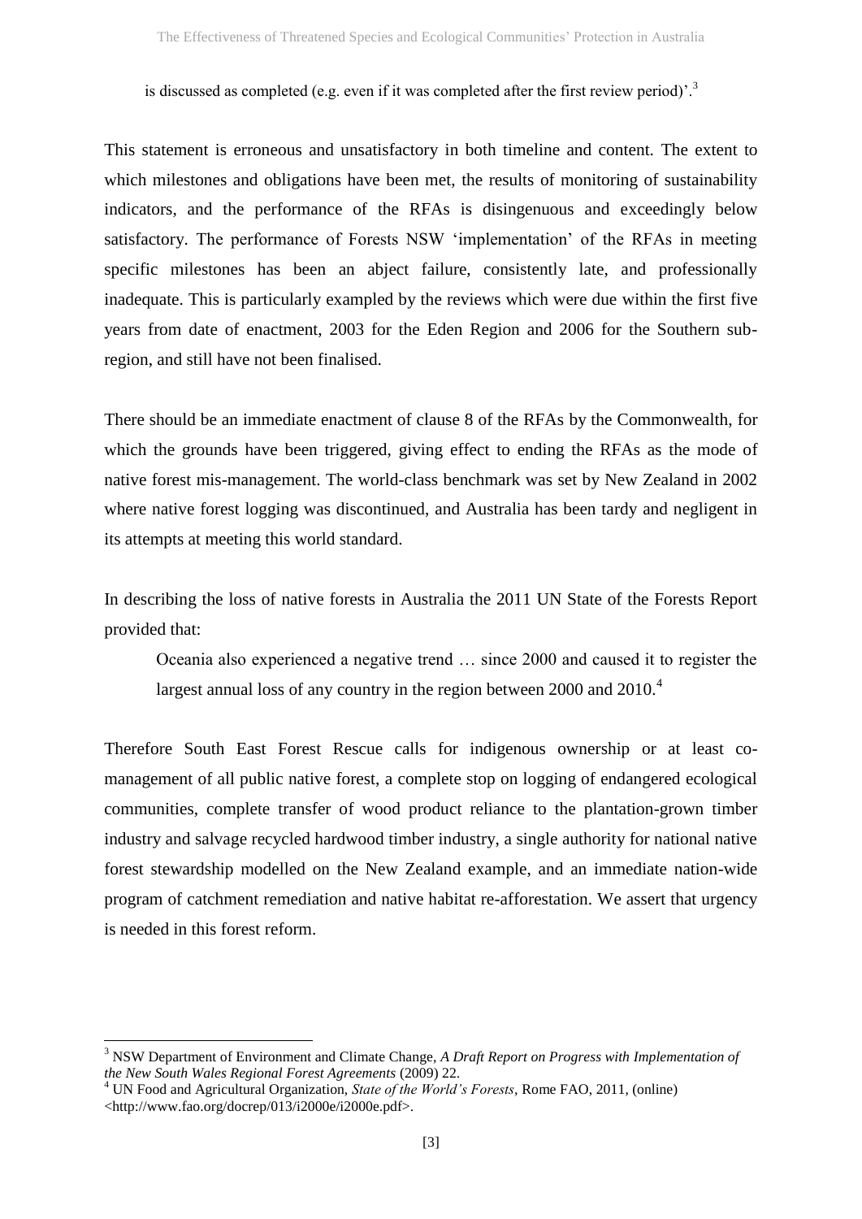is discussed as completed (e.g. even if it was completed after the first review period)'.[3]

This statement is erroneous and unsatisfactory in both timeline and content. The extent to which milestones and obligations have been met, the results of monitoring of sustainability indicators, and the performance of the RFAs is disingenuous and exceedingly below satisfactory. The performance of Forests NSW 'implementation' of the RFAs in meeting specific milestones has been an abject failure, consistently late, and professionally inadequate. This is particularly exampled by the reviews which were due within the first five years from date of enactment, 2003 for the Eden Region and 2006 for the Southern sub-region, and still have not been finalised.

There should be an immediate enactment of clause 8 of the RFAs by the Commonwealth, for which the grounds have been triggered, giving effect to ending the RFAs as the mode of native forest mis-management. The world-class benchmark was set by New Zealand in 2002 where native forest logging was discontinued, and Australia has been tardy and negligent in its attempts at meeting this world standard.

In describing the loss of native forests in Australia the 2011 UN State of the Forests Report provided that:

> Oceania also experienced a negative trend … since 2000 and caused it to register the largest annual loss of any country in the region between 2000 and 2010.[4]

Therefore South East Forest Rescue calls for indigenous ownership or at least co-management of all public native forest, a complete stop on logging of endangered ecological communities, complete transfer of wood product reliance to the plantation-grown timber industry and salvage recycled hardwood timber industry, a single authority for national native forest stewardship modelled on the New Zealand example, and an immediate nation-wide program of catchment remediation and native habitat re-afforestation. We assert that urgency is needed in this forest reform.

---

[3] NSW Department of Environment and Climate Change, *A Draft Report on Progress with Implementation of the New South Wales Regional Forest Agreements* (2009) 22.

[4] UN Food and Agricultural Organization, *State of the World's Forests*, Rome FAO, 2011, (online) <http://www.fao.org/docrep/013/i2000e/i2000e.pdf>.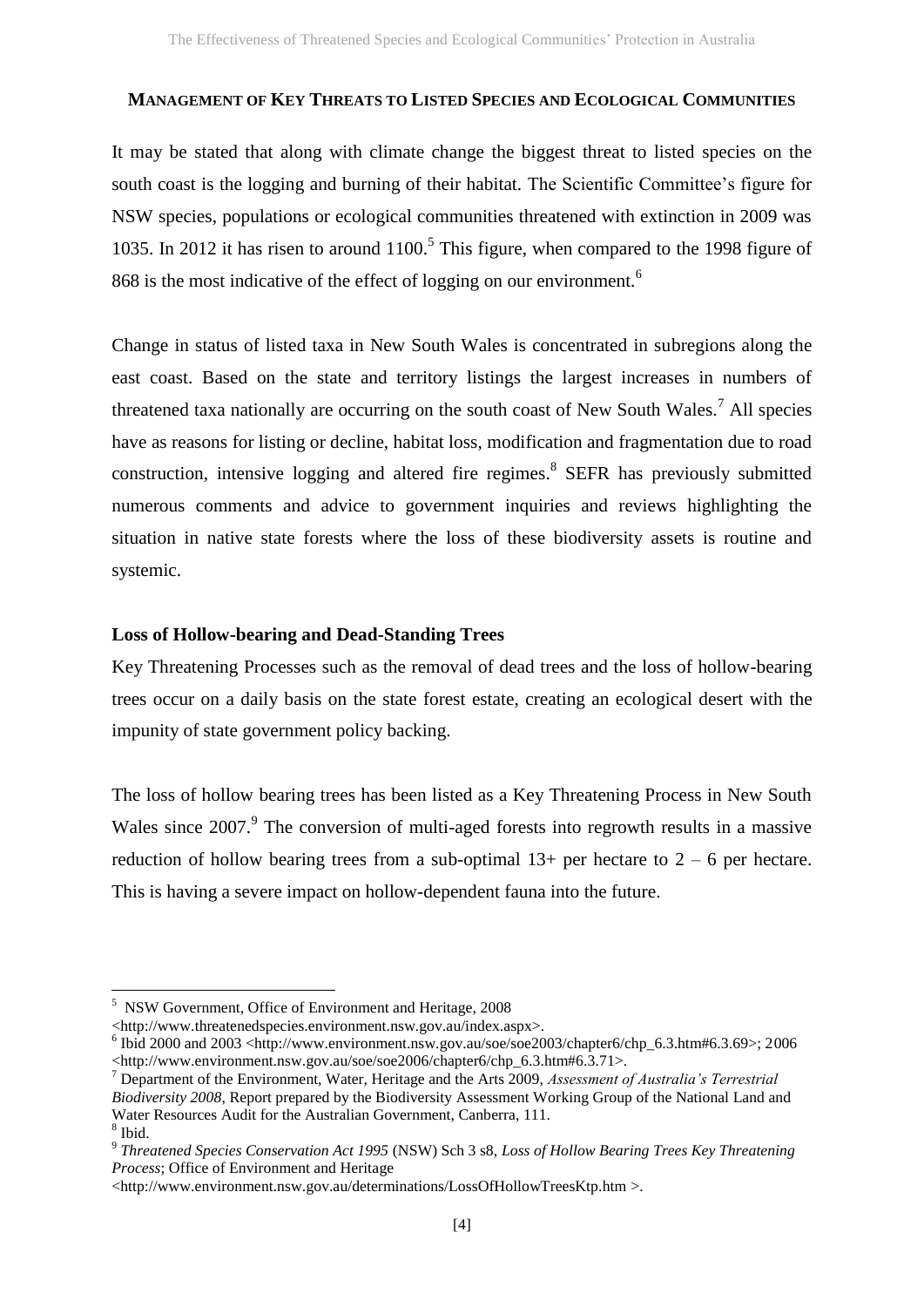## MANAGEMENT OF KEY THREATS TO LISTED SPECIES AND ECOLOGICAL COMMUNITIES

It may be stated that along with climate change the biggest threat to listed species on the south coast is the logging and burning of their habitat. The Scientific Committee's figure for NSW species, populations or ecological communities threatened with extinction in 2009 was 1035. In 2012 it has risen to around 1100.[5] This figure, when compared to the 1998 figure of 868 is the most indicative of the effect of logging on our environment.[6]

Change in status of listed taxa in New South Wales is concentrated in subregions along the east coast. Based on the state and territory listings the largest increases in numbers of threatened taxa nationally are occurring on the south coast of New South Wales.[7] All species have as reasons for listing or decline, habitat loss, modification and fragmentation due to road construction, intensive logging and altered fire regimes.[8] SEFR has previously submitted numerous comments and advice to government inquiries and reviews highlighting the situation in native state forests where the loss of these biodiversity assets is routine and systemic.

### Loss of Hollow-bearing and Dead-Standing Trees

Key Threatening Processes such as the removal of dead trees and the loss of hollow-bearing trees occur on a daily basis on the state forest estate, creating an ecological desert with the impunity of state government policy backing.

The loss of hollow bearing trees has been listed as a Key Threatening Process in New South Wales since 2007.[9] The conversion of multi-aged forests into regrowth results in a massive reduction of hollow bearing trees from a sub-optimal 13+ per hectare to 2 – 6 per hectare. This is having a severe impact on hollow-dependent fauna into the future.

---

[5] NSW Government, Office of Environment and Heritage, 2008 <http://www.threatenedspecies.environment.nsw.gov.au/index.aspx>.

[6] Ibid 2000 and 2003 <http://www.environment.nsw.gov.au/soe/soe2003/chapter6/chp_6.3.htm#6.3.69>; 2006 <http://www.environment.nsw.gov.au/soe/soe2006/chapter6/chp_6.3.htm#6.3.71>.

[7] Department of the Environment, Water, Heritage and the Arts 2009, *Assessment of Australia's Terrestrial Biodiversity 2008*, Report prepared by the Biodiversity Assessment Working Group of the National Land and Water Resources Audit for the Australian Government, Canberra, 111.

[8] Ibid.

[9] *Threatened Species Conservation Act 1995* (NSW) Sch 3 s8, *Loss of Hollow Bearing Trees Key Threatening Process*; Office of Environment and Heritage <http://www.environment.nsw.gov.au/determinations/LossOfHollowTreesKtp.htm >.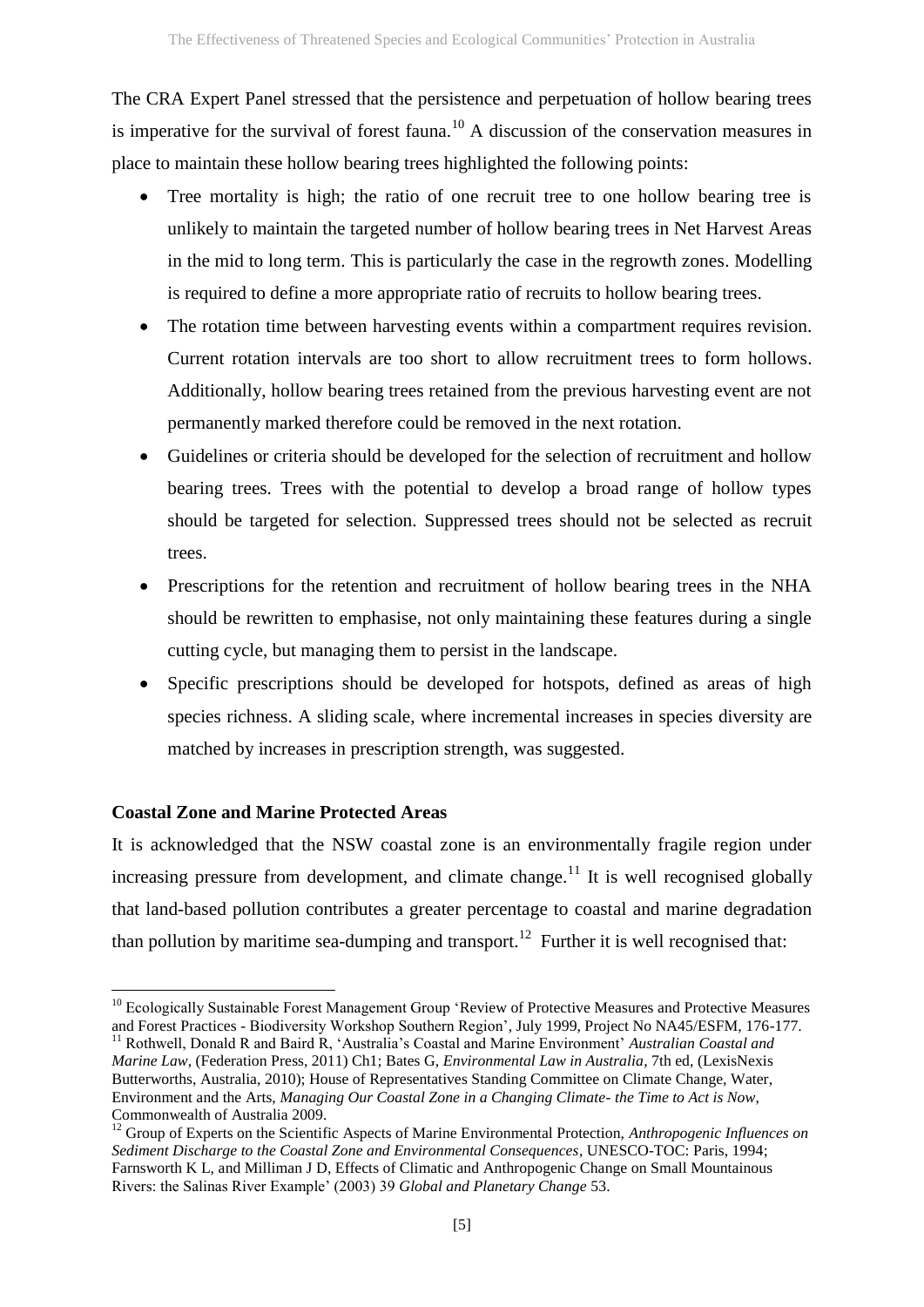The CRA Expert Panel stressed that the persistence and perpetuation of hollow bearing trees is imperative for the survival of forest fauna.[10] A discussion of the conservation measures in place to maintain these hollow bearing trees highlighted the following points:

- Tree mortality is high; the ratio of one recruit tree to one hollow bearing tree is unlikely to maintain the targeted number of hollow bearing trees in Net Harvest Areas in the mid to long term. This is particularly the case in the regrowth zones. Modelling is required to define a more appropriate ratio of recruits to hollow bearing trees.
- The rotation time between harvesting events within a compartment requires revision. Current rotation intervals are too short to allow recruitment trees to form hollows. Additionally, hollow bearing trees retained from the previous harvesting event are not permanently marked therefore could be removed in the next rotation.
- Guidelines or criteria should be developed for the selection of recruitment and hollow bearing trees. Trees with the potential to develop a broad range of hollow types should be targeted for selection. Suppressed trees should not be selected as recruit trees.
- Prescriptions for the retention and recruitment of hollow bearing trees in the NHA should be rewritten to emphasise, not only maintaining these features during a single cutting cycle, but managing them to persist in the landscape.
- Specific prescriptions should be developed for hotspots, defined as areas of high species richness. A sliding scale, where incremental increases in species diversity are matched by increases in prescription strength, was suggested.

**Coastal Zone and Marine Protected Areas**

It is acknowledged that the NSW coastal zone is an environmentally fragile region under increasing pressure from development, and climate change.[11] It is well recognised globally that land-based pollution contributes a greater percentage to coastal and marine degradation than pollution by maritime sea-dumping and transport.[12] Further it is well recognised that:

---

[10] Ecologically Sustainable Forest Management Group 'Review of Protective Measures and Protective Measures and Forest Practices - Biodiversity Workshop Southern Region', July 1999, Project No NA45/ESFM, 176-177.

[11] Rothwell, Donald R and Baird R, 'Australia's Coastal and Marine Environment' *Australian Coastal and Marine Law*, (Federation Press, 2011) Ch1; Bates G, *Environmental Law in Australia*, 7th ed, (LexisNexis Butterworths, Australia, 2010); House of Representatives Standing Committee on Climate Change, Water, Environment and the Arts, *Managing Our Coastal Zone in a Changing Climate- the Time to Act is Now*, Commonwealth of Australia 2009.

[12] Group of Experts on the Scientific Aspects of Marine Environmental Protection, *Anthropogenic Influences on Sediment Discharge to the Coastal Zone and Environmental Consequences*, UNESCO-TOC: Paris, 1994; Farnsworth K L, and Milliman J D, Effects of Climatic and Anthropogenic Change on Small Mountainous Rivers: the Salinas River Example' (2003) 39 *Global and Planetary Change* 53.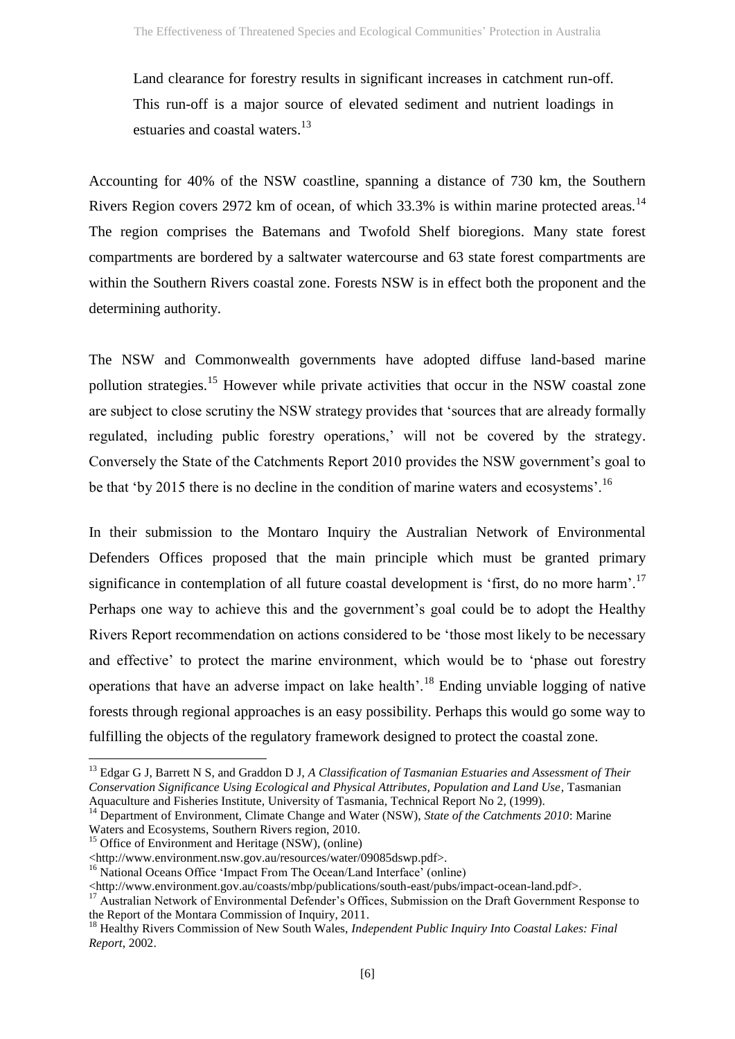> Land clearance for forestry results in significant increases in catchment run-off. This run-off is a major source of elevated sediment and nutrient loadings in estuaries and coastal waters.[13]

Accounting for 40% of the NSW coastline, spanning a distance of 730 km, the Southern Rivers Region covers 2972 km of ocean, of which 33.3% is within marine protected areas.[14] The region comprises the Batemans and Twofold Shelf bioregions. Many state forest compartments are bordered by a saltwater watercourse and 63 state forest compartments are within the Southern Rivers coastal zone. Forests NSW is in effect both the proponent and the determining authority.

The NSW and Commonwealth governments have adopted diffuse land-based marine pollution strategies.[15] However while private activities that occur in the NSW coastal zone are subject to close scrutiny the NSW strategy provides that 'sources that are already formally regulated, including public forestry operations,' will not be covered by the strategy. Conversely the State of the Catchments Report 2010 provides the NSW government's goal to be that 'by 2015 there is no decline in the condition of marine waters and ecosystems'.[16]

In their submission to the Montaro Inquiry the Australian Network of Environmental Defenders Offices proposed that the main principle which must be granted primary significance in contemplation of all future coastal development is 'first, do no more harm'.[17] Perhaps one way to achieve this and the government's goal could be to adopt the Healthy Rivers Report recommendation on actions considered to be 'those most likely to be necessary and effective' to protect the marine environment, which would be to 'phase out forestry operations that have an adverse impact on lake health'.[18] Ending unviable logging of native forests through regional approaches is an easy possibility. Perhaps this would go some way to fulfilling the objects of the regulatory framework designed to protect the coastal zone.

---

[13] Edgar G J, Barrett N S, and Graddon D J, *A Classification of Tasmanian Estuaries and Assessment of Their Conservation Significance Using Ecological and Physical Attributes, Population and Land Use*, Tasmanian Aquaculture and Fisheries Institute, University of Tasmania, Technical Report No 2, (1999).

[14] Department of Environment, Climate Change and Water (NSW), *State of the Catchments 2010*: Marine Waters and Ecosystems, Southern Rivers region, 2010.

[15] Office of Environment and Heritage (NSW), (online) <http://www.environment.nsw.gov.au/resources/water/09085dswp.pdf>.

[16] National Oceans Office 'Impact From The Ocean/Land Interface' (online) <http://www.environment.gov.au/coasts/mbp/publications/south-east/pubs/impact-ocean-land.pdf>.

[17] Australian Network of Environmental Defender's Offices, Submission on the Draft Government Response to the Report of the Montara Commission of Inquiry, 2011.

[18] Healthy Rivers Commission of New South Wales, *Independent Public Inquiry Into Coastal Lakes: Final Report*, 2002.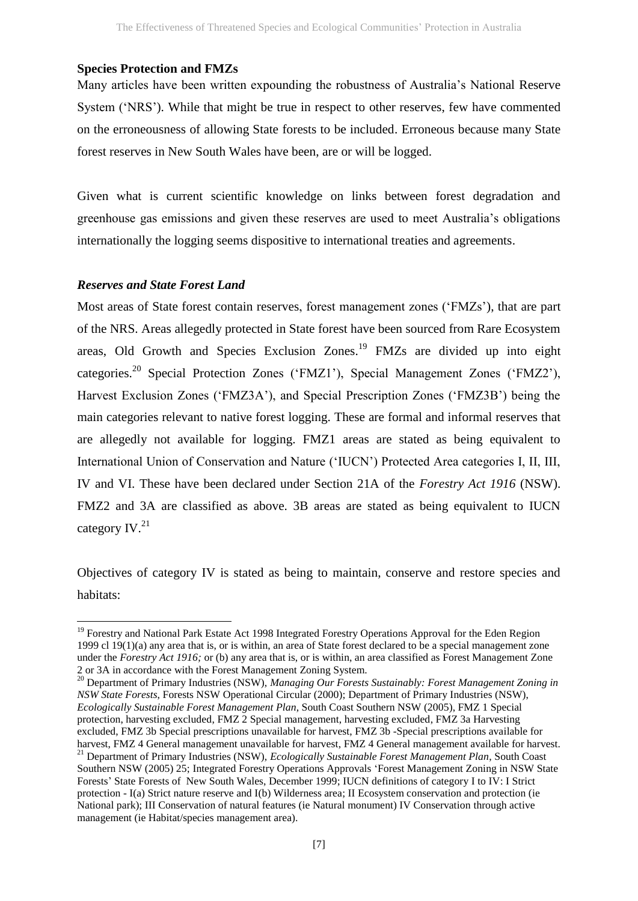### Species Protection and FMZs

Many articles have been written expounding the robustness of Australia's National Reserve System ('NRS'). While that might be true in respect to other reserves, few have commented on the erroneousness of allowing State forests to be included. Erroneous because many State forest reserves in New South Wales have been, are or will be logged.

Given what is current scientific knowledge on links between forest degradation and greenhouse gas emissions and given these reserves are used to meet Australia's obligations internationally the logging seems dispositive to international treaties and agreements.

#### *Reserves and State Forest Land*

Most areas of State forest contain reserves, forest management zones ('FMZs'), that are part of the NRS. Areas allegedly protected in State forest have been sourced from Rare Ecosystem areas, Old Growth and Species Exclusion Zones.[19] FMZs are divided up into eight categories.[20] Special Protection Zones ('FMZ1'), Special Management Zones ('FMZ2'), Harvest Exclusion Zones ('FMZ3A'), and Special Prescription Zones ('FMZ3B') being the main categories relevant to native forest logging. These are formal and informal reserves that are allegedly not available for logging. FMZ1 areas are stated as being equivalent to International Union of Conservation and Nature ('IUCN') Protected Area categories I, II, III, IV and VI. These have been declared under Section 21A of the *Forestry Act 1916* (NSW). FMZ2 and 3A are classified as above. 3B areas are stated as being equivalent to IUCN category IV.[21]

Objectives of category IV is stated as being to maintain, conserve and restore species and habitats:

---

[19] Forestry and National Park Estate Act 1998 Integrated Forestry Operations Approval for the Eden Region 1999 cl 19(1)(a) any area that is, or is within, an area of State forest declared to be a special management zone under the *Forestry Act 1916;* or (b) any area that is, or is within, an area classified as Forest Management Zone 2 or 3A in accordance with the Forest Management Zoning System.

[20] Department of Primary Industries (NSW), *Managing Our Forests Sustainably: Forest Management Zoning in NSW State Forests*, Forests NSW Operational Circular (2000); Department of Primary Industries (NSW), *Ecologically Sustainable Forest Management Plan*, South Coast Southern NSW (2005), FMZ 1 Special protection, harvesting excluded, FMZ 2 Special management, harvesting excluded, FMZ 3a Harvesting excluded, FMZ 3b Special prescriptions unavailable for harvest, FMZ 3b -Special prescriptions available for harvest, FMZ 4 General management unavailable for harvest, FMZ 4 General management available for harvest.

[21] Department of Primary Industries (NSW), *Ecologically Sustainable Forest Management Plan*, South Coast Southern NSW (2005) 25; Integrated Forestry Operations Approvals 'Forest Management Zoning in NSW State Forests' State Forests of New South Wales, December 1999; IUCN definitions of category I to IV: I Strict protection - I(a) Strict nature reserve and I(b) Wilderness area; II Ecosystem conservation and protection (ie National park); III Conservation of natural features (ie Natural monument) IV Conservation through active management (ie Habitat/species management area).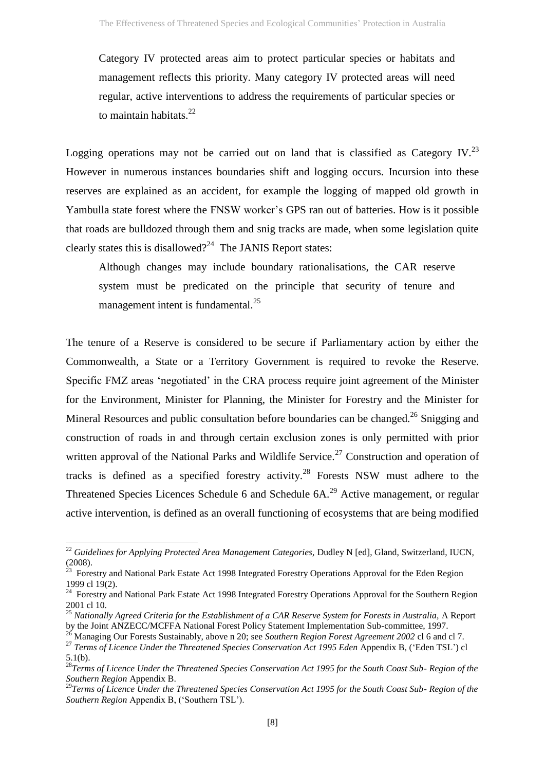> Category IV protected areas aim to protect particular species or habitats and management reflects this priority. Many category IV protected areas will need regular, active interventions to address the requirements of particular species or to maintain habitats.[22]

Logging operations may not be carried out on land that is classified as Category IV.[23] However in numerous instances boundaries shift and logging occurs. Incursion into these reserves are explained as an accident, for example the logging of mapped old growth in Yambulla state forest where the FNSW worker's GPS ran out of batteries. How is it possible that roads are bulldozed through them and snig tracks are made, when some legislation quite clearly states this is disallowed?[24] The JANIS Report states:

> Although changes may include boundary rationalisations, the CAR reserve system must be predicated on the principle that security of tenure and management intent is fundamental.[25]

The tenure of a Reserve is considered to be secure if Parliamentary action by either the Commonwealth, a State or a Territory Government is required to revoke the Reserve. Specific FMZ areas 'negotiated' in the CRA process require joint agreement of the Minister for the Environment, Minister for Planning, the Minister for Forestry and the Minister for Mineral Resources and public consultation before boundaries can be changed.[26] Snigging and construction of roads in and through certain exclusion zones is only permitted with prior written approval of the National Parks and Wildlife Service.[27] Construction and operation of tracks is defined as a specified forestry activity.[28] Forests NSW must adhere to the Threatened Species Licences Schedule 6 and Schedule 6A.[29] Active management, or regular active intervention, is defined as an overall functioning of ecosystems that are being modified

---

[22] *Guidelines for Applying Protected Area Management Categories,* Dudley N [ed], Gland, Switzerland, IUCN, (2008).

[23] Forestry and National Park Estate Act 1998 Integrated Forestry Operations Approval for the Eden Region 1999 cl 19(2).

[24] Forestry and National Park Estate Act 1998 Integrated Forestry Operations Approval for the Southern Region 2001 cl 10.

[25] *Nationally Agreed Criteria for the Establishment of a CAR Reserve System for Forests in Australia,* A Report by the Joint ANZECC/MCFFA National Forest Policy Statement Implementation Sub-committee, 1997.

[26] Managing Our Forests Sustainably, above n 20; see *Southern Region Forest Agreement 2002* cl 6 and cl 7.

[27] *Terms of Licence Under the Threatened Species Conservation Act 1995 Eden* Appendix B, ('Eden TSL') cl 5.1(b).

[28] *Terms of Licence Under the Threatened Species Conservation Act 1995 for the South Coast Sub- Region of the Southern Region* Appendix B.

[29] *Terms of Licence Under the Threatened Species Conservation Act 1995 for the South Coast Sub- Region of the Southern Region* Appendix B, ('Southern TSL').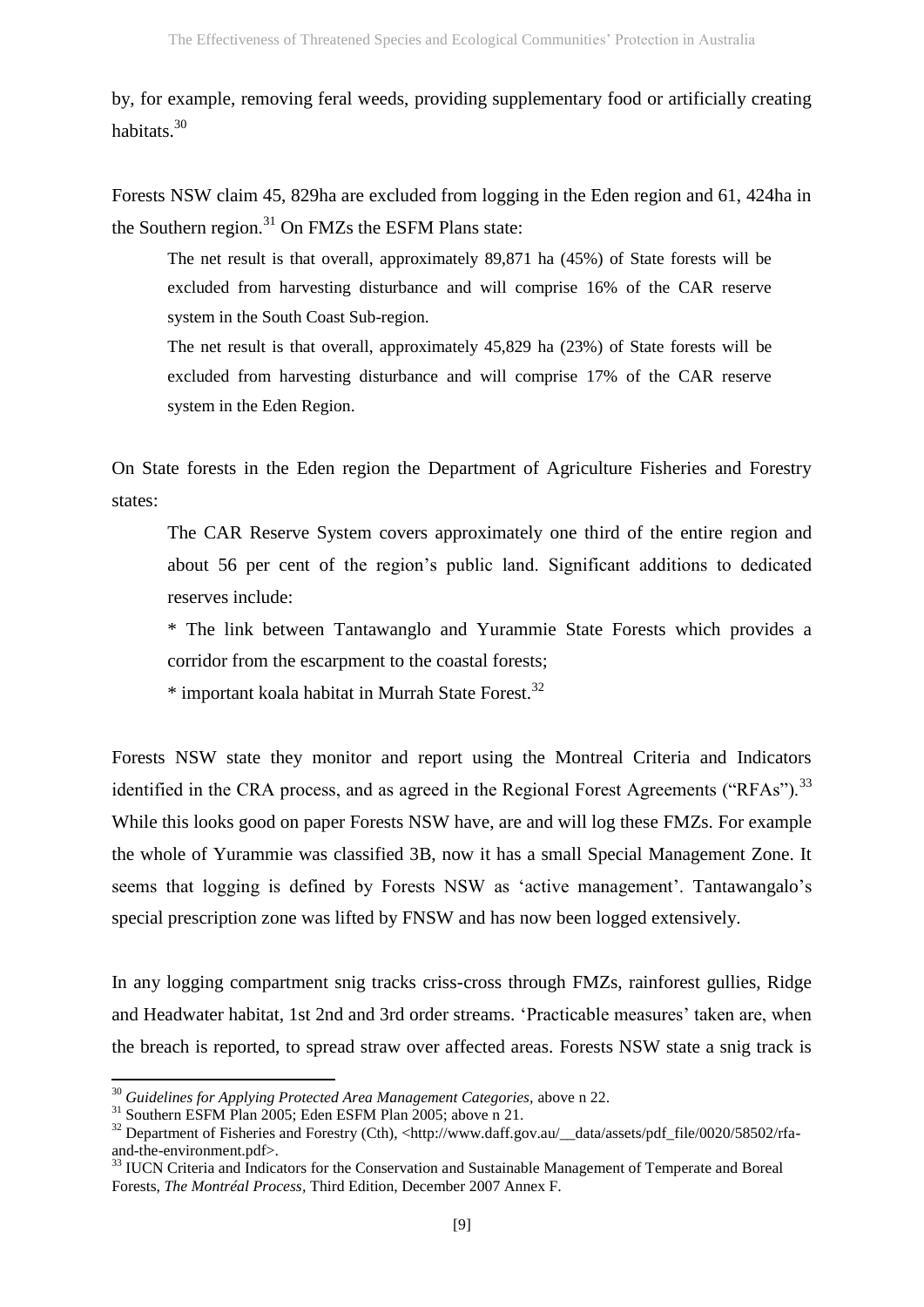by, for example, removing feral weeds, providing supplementary food or artificially creating habitats.[30]

Forests NSW claim 45, 829ha are excluded from logging in the Eden region and 61, 424ha in the Southern region.[31] On FMZs the ESFM Plans state:

> The net result is that overall, approximately 89,871 ha (45%) of State forests will be excluded from harvesting disturbance and will comprise 16% of the CAR reserve system in the South Coast Sub-region.
>
> The net result is that overall, approximately 45,829 ha (23%) of State forests will be excluded from harvesting disturbance and will comprise 17% of the CAR reserve system in the Eden Region.

On State forests in the Eden region the Department of Agriculture Fisheries and Forestry states:

> The CAR Reserve System covers approximately one third of the entire region and about 56 per cent of the region's public land. Significant additions to dedicated reserves include:
>
> * The link between Tantawanglo and Yurammie State Forests which provides a corridor from the escarpment to the coastal forests;
>
> * important koala habitat in Murrah State Forest.[32]

Forests NSW state they monitor and report using the Montreal Criteria and Indicators identified in the CRA process, and as agreed in the Regional Forest Agreements ("RFAs").[33] While this looks good on paper Forests NSW have, are and will log these FMZs. For example the whole of Yurammie was classified 3B, now it has a small Special Management Zone. It seems that logging is defined by Forests NSW as 'active management'. Tantawangalo's special prescription zone was lifted by FNSW and has now been logged extensively.

In any logging compartment snig tracks criss-cross through FMZs, rainforest gullies, Ridge and Headwater habitat, 1st 2nd and 3rd order streams. 'Practicable measures' taken are, when the breach is reported, to spread straw over affected areas. Forests NSW state a snig track is

---

[30] *Guidelines for Applying Protected Area Management Categories*, above n 22.

[31] Southern ESFM Plan 2005; Eden ESFM Plan 2005; above n 21.

[32] Department of Fisheries and Forestry (Cth), <http://www.daff.gov.au/__data/assets/pdf_file/0020/58502/rfa-and-the-environment.pdf>.

[33] IUCN Criteria and Indicators for the Conservation and Sustainable Management of Temperate and Boreal Forests, *The Montréal Process*, Third Edition, December 2007 Annex F.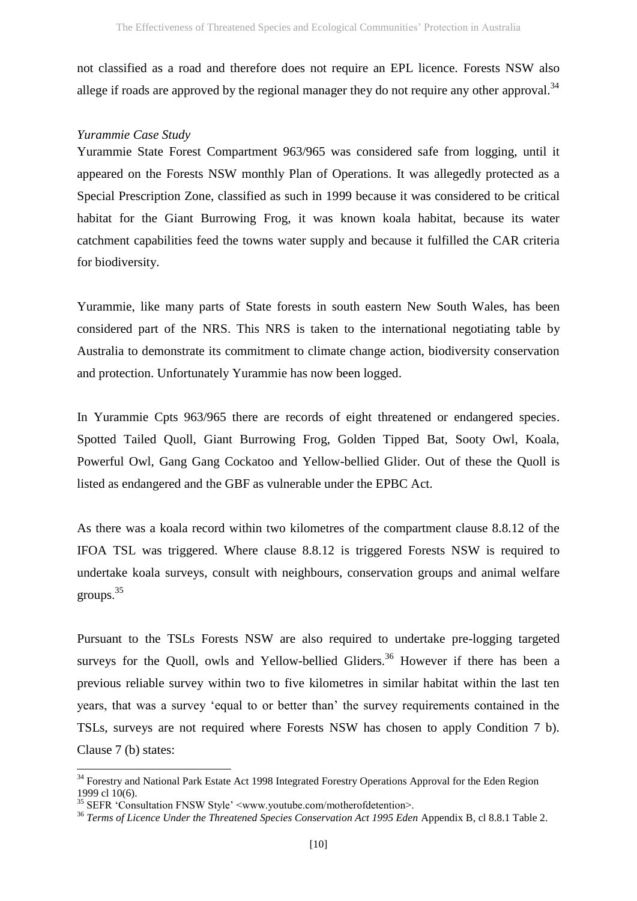not classified as a road and therefore does not require an EPL licence. Forests NSW also allege if roads are approved by the regional manager they do not require any other approval.[34]

*Yurammie Case Study*

Yurammie State Forest Compartment 963/965 was considered safe from logging, until it appeared on the Forests NSW monthly Plan of Operations. It was allegedly protected as a Special Prescription Zone, classified as such in 1999 because it was considered to be critical habitat for the Giant Burrowing Frog, it was known koala habitat, because its water catchment capabilities feed the towns water supply and because it fulfilled the CAR criteria for biodiversity.

Yurammie, like many parts of State forests in south eastern New South Wales, has been considered part of the NRS. This NRS is taken to the international negotiating table by Australia to demonstrate its commitment to climate change action, biodiversity conservation and protection. Unfortunately Yurammie has now been logged.

In Yurammie Cpts 963/965 there are records of eight threatened or endangered species. Spotted Tailed Quoll, Giant Burrowing Frog, Golden Tipped Bat, Sooty Owl, Koala, Powerful Owl, Gang Gang Cockatoo and Yellow-bellied Glider. Out of these the Quoll is listed as endangered and the GBF as vulnerable under the EPBC Act.

As there was a koala record within two kilometres of the compartment clause 8.8.12 of the IFOA TSL was triggered. Where clause 8.8.12 is triggered Forests NSW is required to undertake koala surveys, consult with neighbours, conservation groups and animal welfare groups.[35]

Pursuant to the TSLs Forests NSW are also required to undertake pre-logging targeted surveys for the Quoll, owls and Yellow-bellied Gliders.[36] However if there has been a previous reliable survey within two to five kilometres in similar habitat within the last ten years, that was a survey 'equal to or better than' the survey requirements contained in the TSLs, surveys are not required where Forests NSW has chosen to apply Condition 7 b). Clause 7 (b) states:

---

[34] Forestry and National Park Estate Act 1998 Integrated Forestry Operations Approval for the Eden Region 1999 cl 10(6).

[35] SEFR 'Consultation FNSW Style' <www.youtube.com/motherofdetention>.

[36] *Terms of Licence Under the Threatened Species Conservation Act 1995 Eden* Appendix B, cl 8.8.1 Table 2.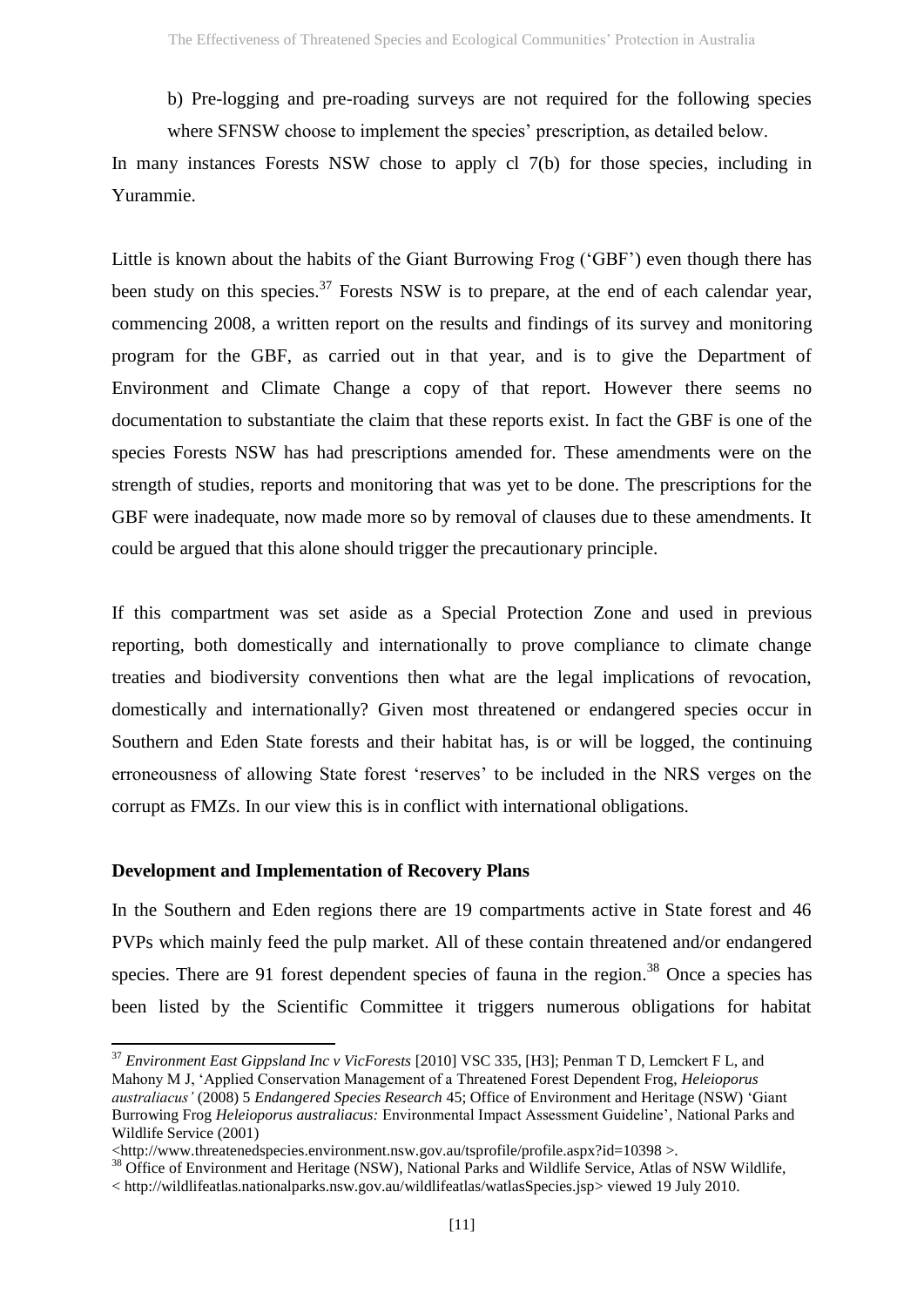b) Pre-logging and pre-roading surveys are not required for the following species where SFNSW choose to implement the species' prescription, as detailed below.

In many instances Forests NSW chose to apply cl 7(b) for those species, including in Yurammie.

Little is known about the habits of the Giant Burrowing Frog ('GBF') even though there has been study on this species.[37] Forests NSW is to prepare, at the end of each calendar year, commencing 2008, a written report on the results and findings of its survey and monitoring program for the GBF, as carried out in that year, and is to give the Department of Environment and Climate Change a copy of that report. However there seems no documentation to substantiate the claim that these reports exist. In fact the GBF is one of the species Forests NSW has had prescriptions amended for. These amendments were on the strength of studies, reports and monitoring that was yet to be done. The prescriptions for the GBF were inadequate, now made more so by removal of clauses due to these amendments. It could be argued that this alone should trigger the precautionary principle.

If this compartment was set aside as a Special Protection Zone and used in previous reporting, both domestically and internationally to prove compliance to climate change treaties and biodiversity conventions then what are the legal implications of revocation, domestically and internationally? Given most threatened or endangered species occur in Southern and Eden State forests and their habitat has, is or will be logged, the continuing erroneousness of allowing State forest 'reserves' to be included in the NRS verges on the corrupt as FMZs. In our view this is in conflict with international obligations.

**Development and Implementation of Recovery Plans**

In the Southern and Eden regions there are 19 compartments active in State forest and 46 PVPs which mainly feed the pulp market. All of these contain threatened and/or endangered species. There are 91 forest dependent species of fauna in the region.[38] Once a species has been listed by the Scientific Committee it triggers numerous obligations for habitat

---

[37] *Environment East Gippsland Inc v VicForests* [2010] VSC 335, [H3]; Penman T D, Lemckert F L, and Mahony M J, 'Applied Conservation Management of a Threatened Forest Dependent Frog, *Heleioporus australiacus'* (2008) 5 *Endangered Species Research* 45; Office of Environment and Heritage (NSW) 'Giant Burrowing Frog *Heleioporus australiacus:* Environmental Impact Assessment Guideline', National Parks and Wildlife Service (2001) <http://www.threatenedspecies.environment.nsw.gov.au/tsprofile/profile.aspx?id=10398 >.

[38] Office of Environment and Heritage (NSW), National Parks and Wildlife Service, Atlas of NSW Wildlife, < http://wildlifeatlas.nationalparks.nsw.gov.au/wildlifeatlas/watlasSpecies.jsp> viewed 19 July 2010.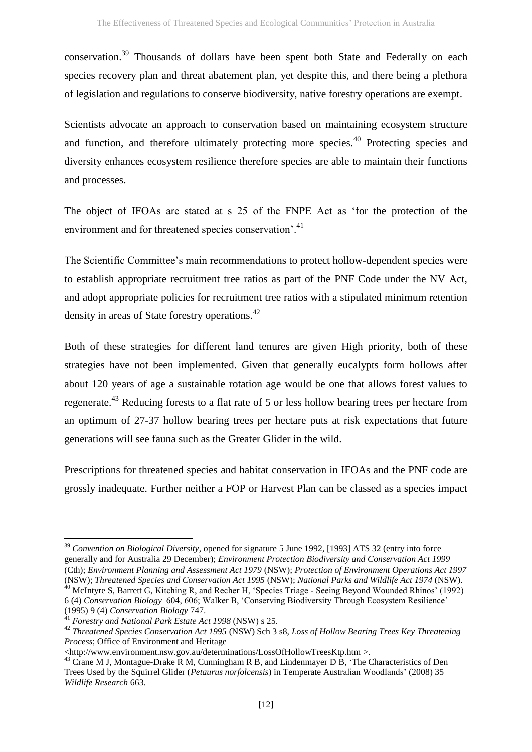conservation.[39] Thousands of dollars have been spent both State and Federally on each species recovery plan and threat abatement plan, yet despite this, and there being a plethora of legislation and regulations to conserve biodiversity, native forestry operations are exempt.

Scientists advocate an approach to conservation based on maintaining ecosystem structure and function, and therefore ultimately protecting more species.[40] Protecting species and diversity enhances ecosystem resilience therefore species are able to maintain their functions and processes.

The object of IFOAs are stated at s 25 of the FNPE Act as 'for the protection of the environment and for threatened species conservation'.[41]

The Scientific Committee's main recommendations to protect hollow-dependent species were to establish appropriate recruitment tree ratios as part of the PNF Code under the NV Act, and adopt appropriate policies for recruitment tree ratios with a stipulated minimum retention density in areas of State forestry operations.[42]

Both of these strategies for different land tenures are given High priority, both of these strategies have not been implemented. Given that generally eucalypts form hollows after about 120 years of age a sustainable rotation age would be one that allows forest values to regenerate.[43] Reducing forests to a flat rate of 5 or less hollow bearing trees per hectare from an optimum of 27-37 hollow bearing trees per hectare puts at risk expectations that future generations will see fauna such as the Greater Glider in the wild.

Prescriptions for threatened species and habitat conservation in IFOAs and the PNF code are grossly inadequate. Further neither a FOP or Harvest Plan can be classed as a species impact

---

[39] *Convention on Biological Diversity*, opened for signature 5 June 1992, [1993] ATS 32 (entry into force generally and for Australia 29 December); *Environment Protection Biodiversity and Conservation Act 1999* (Cth); *Environment Planning and Assessment Act 1979* (NSW); *Protection of Environment Operations Act 1997* (NSW); *Threatened Species and Conservation Act 1995* (NSW); *National Parks and Wildlife Act 1974* (NSW).

[40] McIntyre S, Barrett G, Kitching R, and Recher H, 'Species Triage - Seeing Beyond Wounded Rhinos' (1992) 6 (4) *Conservation Biology* 604, 606; Walker B, 'Conserving Biodiversity Through Ecosystem Resilience' (1995) 9 (4) *Conservation Biology* 747.

[41] *Forestry and National Park Estate Act 1998* (NSW) s 25.

[42] *Threatened Species Conservation Act 1995* (NSW) Sch 3 s8, *Loss of Hollow Bearing Trees Key Threatening Process*; Office of Environment and Heritage <http://www.environment.nsw.gov.au/determinations/LossOfHollowTreesKtp.htm >.

[43] Crane M J, Montague-Drake R M, Cunningham R B, and Lindenmayer D B, 'The Characteristics of Den Trees Used by the Squirrel Glider (*Petaurus norfolcensis*) in Temperate Australian Woodlands' (2008) 35 *Wildlife Research* 663.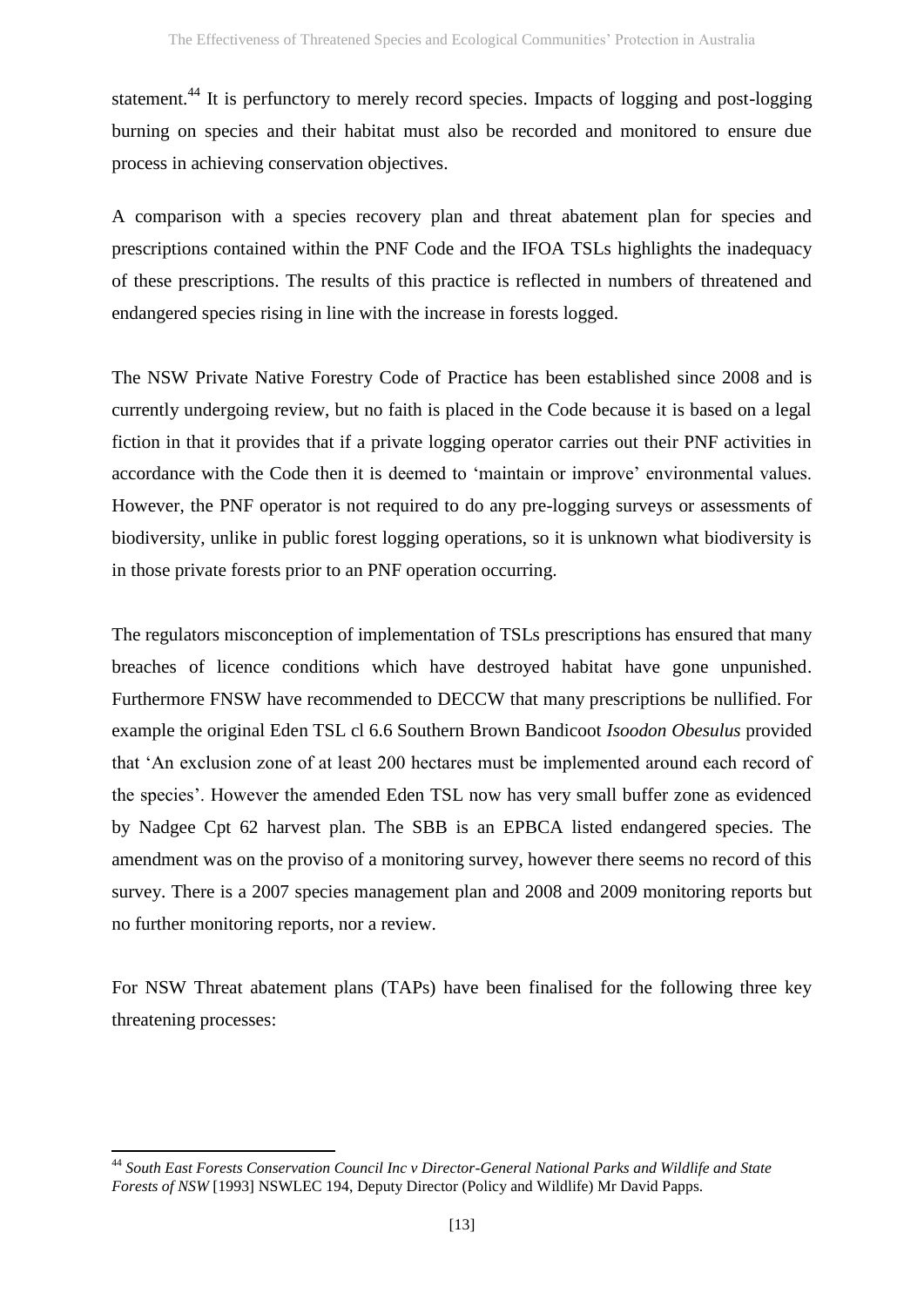statement.[44] It is perfunctory to merely record species. Impacts of logging and post-logging burning on species and their habitat must also be recorded and monitored to ensure due process in achieving conservation objectives.

A comparison with a species recovery plan and threat abatement plan for species and prescriptions contained within the PNF Code and the IFOA TSLs highlights the inadequacy of these prescriptions. The results of this practice is reflected in numbers of threatened and endangered species rising in line with the increase in forests logged.

The NSW Private Native Forestry Code of Practice has been established since 2008 and is currently undergoing review, but no faith is placed in the Code because it is based on a legal fiction in that it provides that if a private logging operator carries out their PNF activities in accordance with the Code then it is deemed to 'maintain or improve' environmental values. However, the PNF operator is not required to do any pre-logging surveys or assessments of biodiversity, unlike in public forest logging operations, so it is unknown what biodiversity is in those private forests prior to an PNF operation occurring.

The regulators misconception of implementation of TSLs prescriptions has ensured that many breaches of licence conditions which have destroyed habitat have gone unpunished. Furthermore FNSW have recommended to DECCW that many prescriptions be nullified. For example the original Eden TSL cl 6.6 Southern Brown Bandicoot *Isoodon Obesulus* provided that 'An exclusion zone of at least 200 hectares must be implemented around each record of the species'. However the amended Eden TSL now has very small buffer zone as evidenced by Nadgee Cpt 62 harvest plan. The SBB is an EPBCA listed endangered species. The amendment was on the proviso of a monitoring survey, however there seems no record of this survey. There is a 2007 species management plan and 2008 and 2009 monitoring reports but no further monitoring reports, nor a review.

For NSW Threat abatement plans (TAPs) have been finalised for the following three key threatening processes:

[44] *South East Forests Conservation Council Inc v Director-General National Parks and Wildlife and State Forests of NSW* [1993] NSWLEC 194, Deputy Director (Policy and Wildlife) Mr David Papps.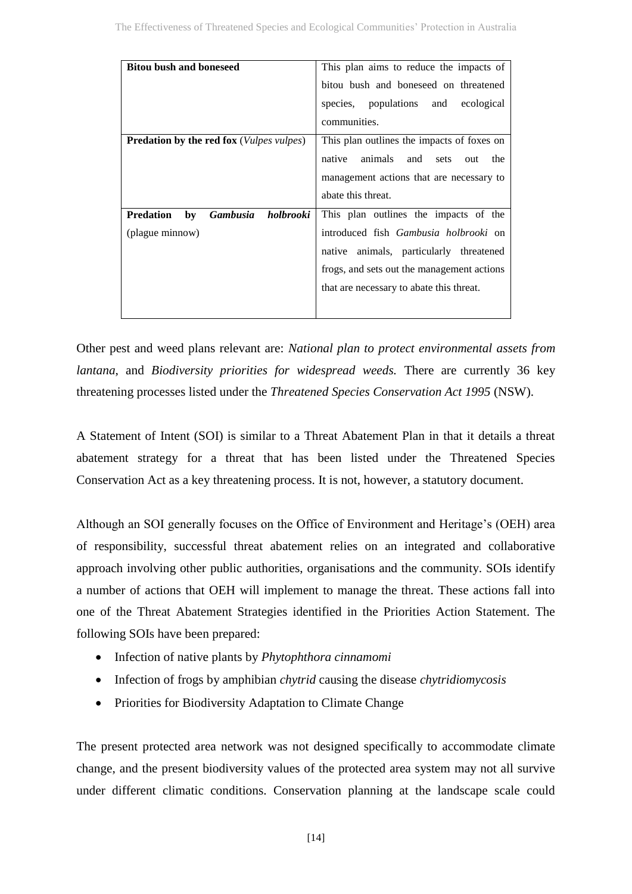| | |
|---|---|
| **Bitou bush and boneseed** | This plan aims to reduce the impacts of bitou bush and boneseed on threatened species, populations and ecological communities. |
| **Predation by the red fox** (*Vulpes vulpes*) | This plan outlines the impacts of foxes on native animals and sets out the management actions that are necessary to abate this threat. |
| **Predation by *Gambusia holbrooki*** (plague minnow) | This plan outlines the impacts of the introduced fish *Gambusia holbrooki* on native animals, particularly threatened frogs, and sets out the management actions that are necessary to abate this threat. |

Other pest and weed plans relevant are: *National plan to protect environmental assets from lantana*, and *Biodiversity priorities for widespread weeds.* There are currently 36 key threatening processes listed under the *Threatened Species Conservation Act 1995* (NSW).

A Statement of Intent (SOI) is similar to a Threat Abatement Plan in that it details a threat abatement strategy for a threat that has been listed under the Threatened Species Conservation Act as a key threatening process. It is not, however, a statutory document.

Although an SOI generally focuses on the Office of Environment and Heritage's (OEH) area of responsibility, successful threat abatement relies on an integrated and collaborative approach involving other public authorities, organisations and the community. SOIs identify a number of actions that OEH will implement to manage the threat. These actions fall into one of the Threat Abatement Strategies identified in the Priorities Action Statement. The following SOIs have been prepared:

- Infection of native plants by *Phytophthora cinnamomi*
- Infection of frogs by amphibian *chytrid* causing the disease *chytridiomycosis*
- Priorities for Biodiversity Adaptation to Climate Change

The present protected area network was not designed specifically to accommodate climate change, and the present biodiversity values of the protected area system may not all survive under different climatic conditions. Conservation planning at the landscape scale could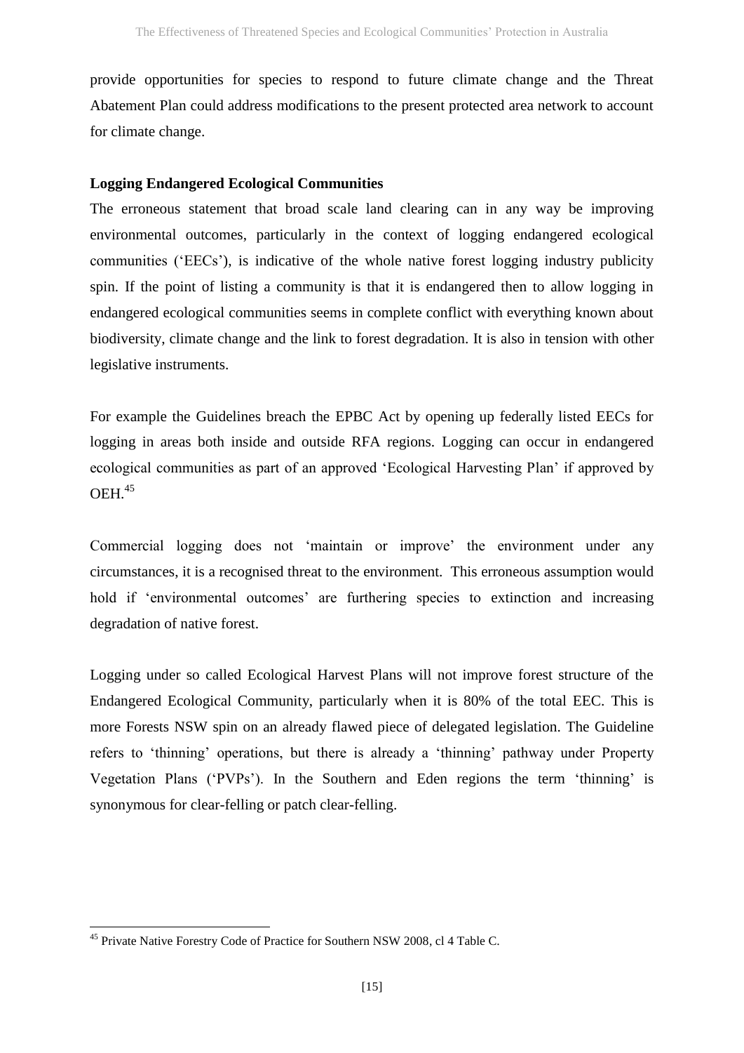provide opportunities for species to respond to future climate change and the Threat Abatement Plan could address modifications to the present protected area network to account for climate change.

**Logging Endangered Ecological Communities**

The erroneous statement that broad scale land clearing can in any way be improving environmental outcomes, particularly in the context of logging endangered ecological communities ('EECs'), is indicative of the whole native forest logging industry publicity spin. If the point of listing a community is that it is endangered then to allow logging in endangered ecological communities seems in complete conflict with everything known about biodiversity, climate change and the link to forest degradation. It is also in tension with other legislative instruments.

For example the Guidelines breach the EPBC Act by opening up federally listed EECs for logging in areas both inside and outside RFA regions. Logging can occur in endangered ecological communities as part of an approved 'Ecological Harvesting Plan' if approved by OEH.[45]

Commercial logging does not 'maintain or improve' the environment under any circumstances, it is a recognised threat to the environment. This erroneous assumption would hold if 'environmental outcomes' are furthering species to extinction and increasing degradation of native forest.

Logging under so called Ecological Harvest Plans will not improve forest structure of the Endangered Ecological Community, particularly when it is 80% of the total EEC. This is more Forests NSW spin on an already flawed piece of delegated legislation. The Guideline refers to 'thinning' operations, but there is already a 'thinning' pathway under Property Vegetation Plans ('PVPs'). In the Southern and Eden regions the term 'thinning' is synonymous for clear-felling or patch clear-felling.

---

[45] Private Native Forestry Code of Practice for Southern NSW 2008, cl 4 Table C.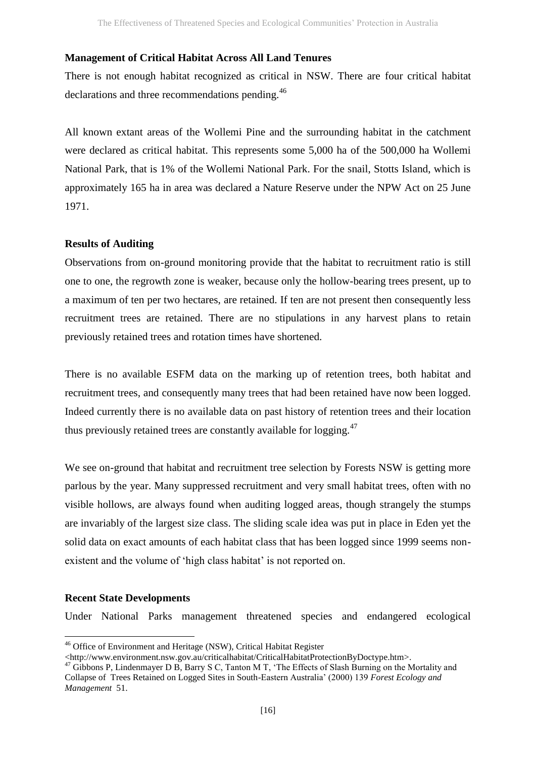### Management of Critical Habitat Across All Land Tenures

There is not enough habitat recognized as critical in NSW. There are four critical habitat declarations and three recommendations pending.[46]

All known extant areas of the Wollemi Pine and the surrounding habitat in the catchment were declared as critical habitat. This represents some 5,000 ha of the 500,000 ha Wollemi National Park, that is 1% of the Wollemi National Park. For the snail, Stotts Island, which is approximately 165 ha in area was declared a Nature Reserve under the NPW Act on 25 June 1971.

### Results of Auditing

Observations from on-ground monitoring provide that the habitat to recruitment ratio is still one to one, the regrowth zone is weaker, because only the hollow-bearing trees present, up to a maximum of ten per two hectares, are retained. If ten are not present then consequently less recruitment trees are retained. There are no stipulations in any harvest plans to retain previously retained trees and rotation times have shortened.

There is no available ESFM data on the marking up of retention trees, both habitat and recruitment trees, and consequently many trees that had been retained have now been logged. Indeed currently there is no available data on past history of retention trees and their location thus previously retained trees are constantly available for logging.[47]

We see on-ground that habitat and recruitment tree selection by Forests NSW is getting more parlous by the year. Many suppressed recruitment and very small habitat trees, often with no visible hollows, are always found when auditing logged areas, though strangely the stumps are invariably of the largest size class. The sliding scale idea was put in place in Eden yet the solid data on exact amounts of each habitat class that has been logged since 1999 seems non-existent and the volume of 'high class habitat' is not reported on.

### Recent State Developments

Under National Parks management threatened species and endangered ecological

---

[46] Office of Environment and Heritage (NSW), Critical Habitat Register <http://www.environment.nsw.gov.au/criticalhabitat/CriticalHabitatProtectionByDoctype.htm>.

[47] Gibbons P, Lindenmayer D B, Barry S C, Tanton M T, 'The Effects of Slash Burning on the Mortality and Collapse of Trees Retained on Logged Sites in South-Eastern Australia' (2000) 139 *Forest Ecology and Management* 51.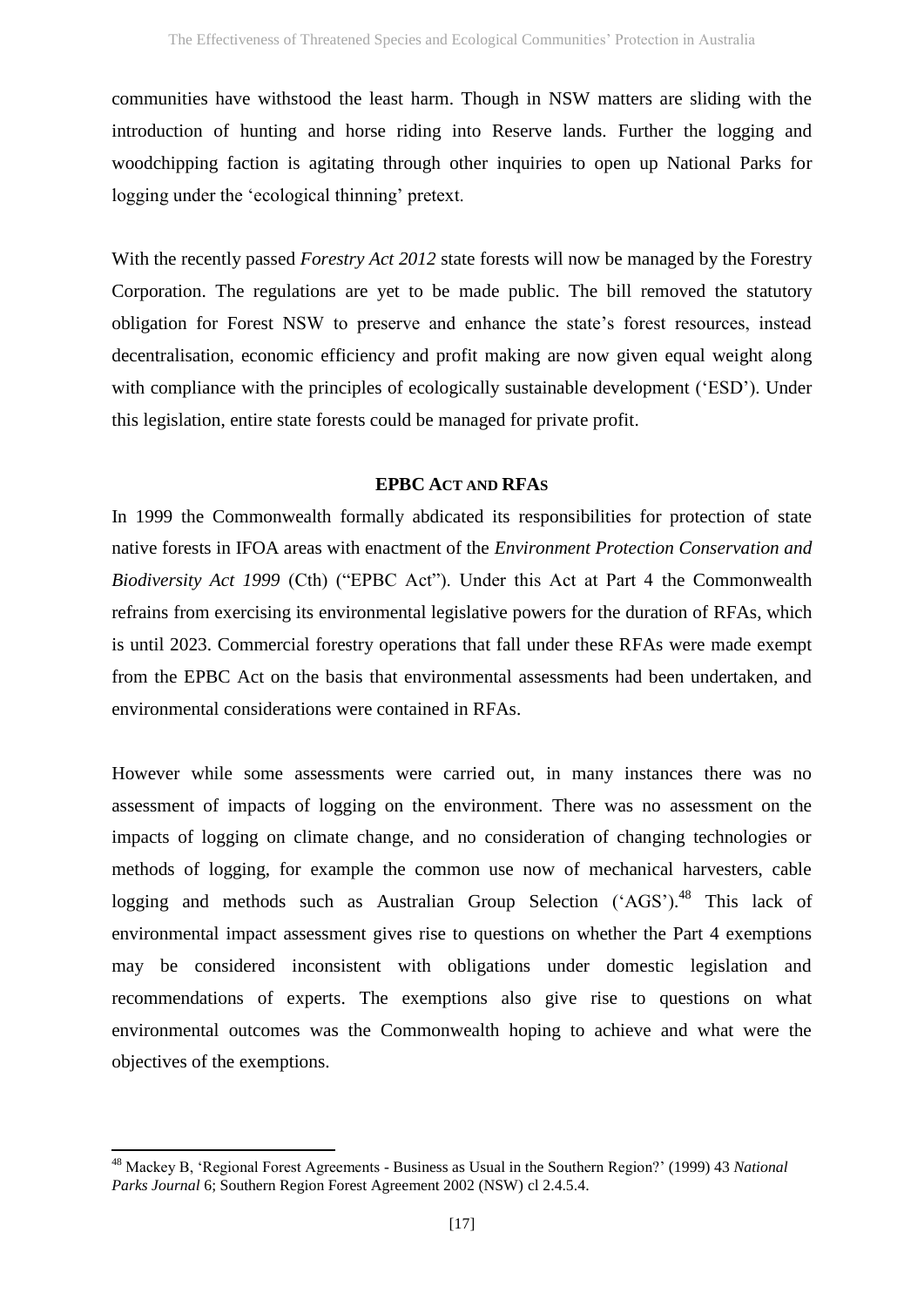communities have withstood the least harm. Though in NSW matters are sliding with the introduction of hunting and horse riding into Reserve lands. Further the logging and woodchipping faction is agitating through other inquiries to open up National Parks for logging under the 'ecological thinning' pretext.

With the recently passed *Forestry Act 2012* state forests will now be managed by the Forestry Corporation. The regulations are yet to be made public. The bill removed the statutory obligation for Forest NSW to preserve and enhance the state's forest resources, instead decentralisation, economic efficiency and profit making are now given equal weight along with compliance with the principles of ecologically sustainable development ('ESD'). Under this legislation, entire state forests could be managed for private profit.

## EPBC ACT AND RFAS

In 1999 the Commonwealth formally abdicated its responsibilities for protection of state native forests in IFOA areas with enactment of the *Environment Protection Conservation and Biodiversity Act 1999* (Cth) ("EPBC Act"). Under this Act at Part 4 the Commonwealth refrains from exercising its environmental legislative powers for the duration of RFAs, which is until 2023. Commercial forestry operations that fall under these RFAs were made exempt from the EPBC Act on the basis that environmental assessments had been undertaken, and environmental considerations were contained in RFAs.

However while some assessments were carried out, in many instances there was no assessment of impacts of logging on the environment. There was no assessment on the impacts of logging on climate change, and no consideration of changing technologies or methods of logging, for example the common use now of mechanical harvesters, cable logging and methods such as Australian Group Selection ('AGS').[48] This lack of environmental impact assessment gives rise to questions on whether the Part 4 exemptions may be considered inconsistent with obligations under domestic legislation and recommendations of experts. The exemptions also give rise to questions on what environmental outcomes was the Commonwealth hoping to achieve and what were the objectives of the exemptions.

[48] Mackey B, 'Regional Forest Agreements - Business as Usual in the Southern Region?' (1999) 43 *National Parks Journal* 6; Southern Region Forest Agreement 2002 (NSW) cl 2.4.5.4.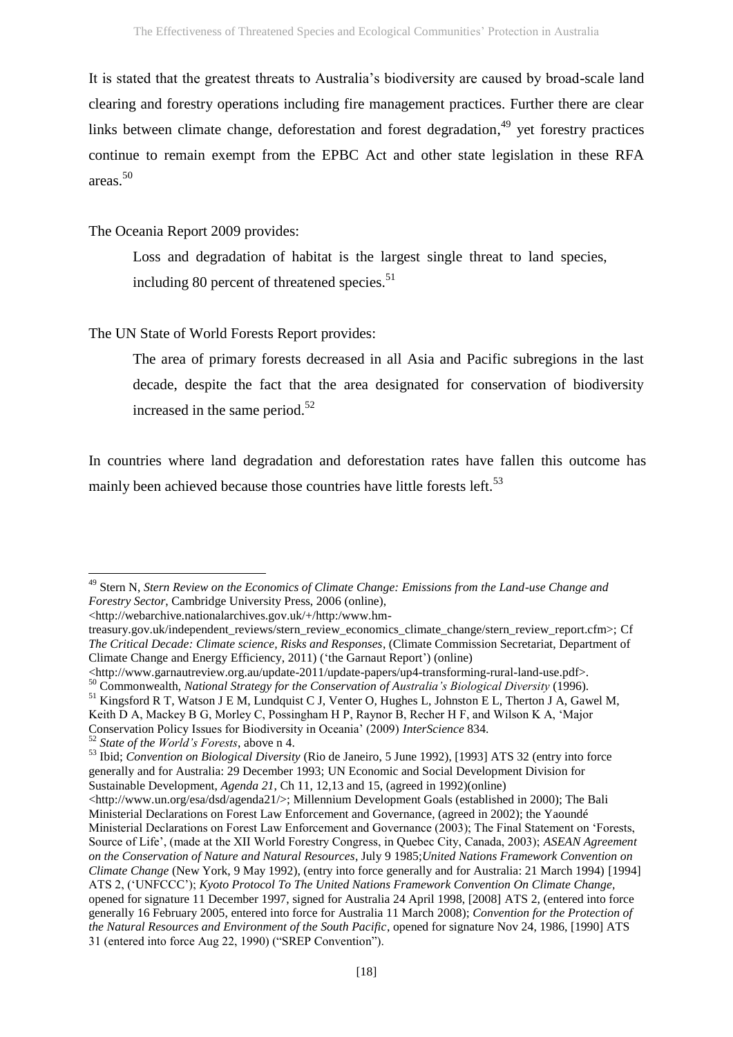It is stated that the greatest threats to Australia's biodiversity are caused by broad-scale land clearing and forestry operations including fire management practices. Further there are clear links between climate change, deforestation and forest degradation,[49] yet forestry practices continue to remain exempt from the EPBC Act and other state legislation in these RFA areas.[50]

The Oceania Report 2009 provides:

> Loss and degradation of habitat is the largest single threat to land species, including 80 percent of threatened species.[51]

The UN State of World Forests Report provides:

> The area of primary forests decreased in all Asia and Pacific subregions in the last decade, despite the fact that the area designated for conservation of biodiversity increased in the same period.[52]

In countries where land degradation and deforestation rates have fallen this outcome has mainly been achieved because those countries have little forests left.[53]

---

[49] Stern N, *Stern Review on the Economics of Climate Change: Emissions from the Land-use Change and Forestry Sector*, Cambridge University Press, 2006 (online), <http://webarchive.nationalarchives.gov.uk/+/http:/www.hm-treasury.gov.uk/independent_reviews/stern_review_economics_climate_change/stern_review_report.cfm>; Cf *The Critical Decade: Climate science, Risks and Responses*, (Climate Commission Secretariat, Department of Climate Change and Energy Efficiency, 2011) ('the Garnaut Report') (online) <http://www.garnautreview.org.au/update-2011/update-papers/up4-transforming-rural-land-use.pdf>.

[50] Commonwealth, *National Strategy for the Conservation of Australia's Biological Diversity* (1996).

[51] Kingsford R T, Watson J E M, Lundquist C J, Venter O, Hughes L, Johnston E L, Therton J A, Gawel M, Keith D A, Mackey B G, Morley C, Possingham H P, Raynor B, Recher H F, and Wilson K A, 'Major Conservation Policy Issues for Biodiversity in Oceania' (2009) *InterScience* 834.

[52] *State of the World's Forests*, above n 4.

[53] Ibid; *Convention on Biological Diversity* (Rio de Janeiro, 5 June 1992), [1993] ATS 32 (entry into force generally and for Australia: 29 December 1993; UN Economic and Social Development Division for Sustainable Development, *Agenda 21*, Ch 11, 12,13 and 15, (agreed in 1992)(online) <http://www.un.org/esa/dsd/agenda21/>; Millennium Development Goals (established in 2000); The Bali Ministerial Declarations on Forest Law Enforcement and Governance, (agreed in 2002); the Yaoundé Ministerial Declarations on Forest Law Enforcement and Governance (2003); The Final Statement on 'Forests, Source of Life', (made at the XII World Forestry Congress, in Quebec City, Canada, 2003); *ASEAN Agreement on the Conservation of Nature and Natural Resources*, July 9 1985;*United Nations Framework Convention on Climate Change* (New York, 9 May 1992), (entry into force generally and for Australia: 21 March 1994) [1994] ATS 2, ('UNFCCC'); *Kyoto Protocol To The United Nations Framework Convention On Climate Change*, opened for signature 11 December 1997, signed for Australia 24 April 1998, [2008] ATS 2, (entered into force generally 16 February 2005, entered into force for Australia 11 March 2008); *Convention for the Protection of the Natural Resources and Environment of the South Pacific*, opened for signature Nov 24, 1986, [1990] ATS 31 (entered into force Aug 22, 1990) ("SREP Convention").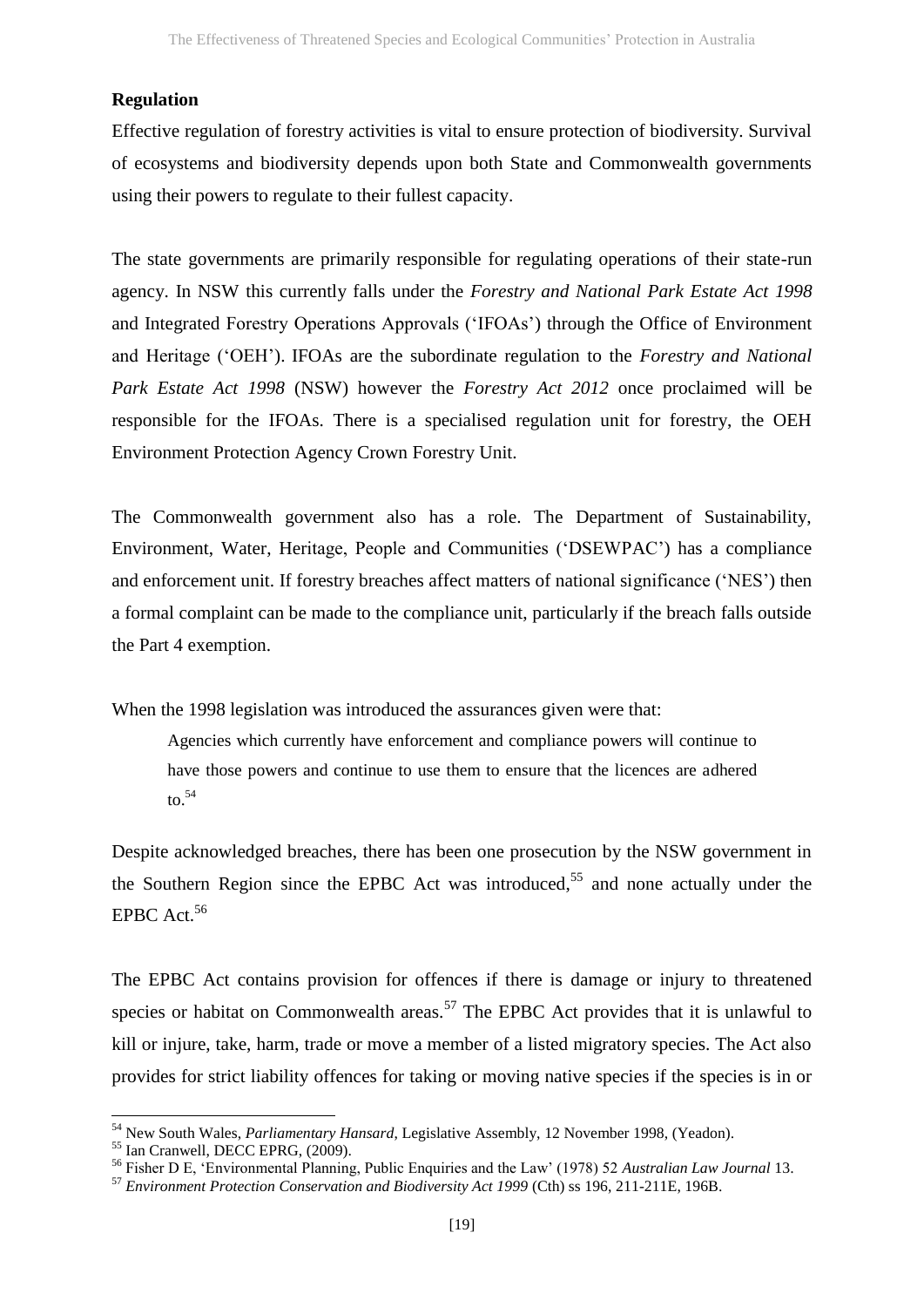**Regulation**

Effective regulation of forestry activities is vital to ensure protection of biodiversity. Survival of ecosystems and biodiversity depends upon both State and Commonwealth governments using their powers to regulate to their fullest capacity.

The state governments are primarily responsible for regulating operations of their state-run agency. In NSW this currently falls under the *Forestry and National Park Estate Act 1998* and Integrated Forestry Operations Approvals ('IFOAs') through the Office of Environment and Heritage ('OEH'). IFOAs are the subordinate regulation to the *Forestry and National Park Estate Act 1998* (NSW) however the *Forestry Act 2012* once proclaimed will be responsible for the IFOAs. There is a specialised regulation unit for forestry, the OEH Environment Protection Agency Crown Forestry Unit.

The Commonwealth government also has a role. The Department of Sustainability, Environment, Water, Heritage, People and Communities ('DSEWPAC') has a compliance and enforcement unit. If forestry breaches affect matters of national significance ('NES') then a formal complaint can be made to the compliance unit, particularly if the breach falls outside the Part 4 exemption.

When the 1998 legislation was introduced the assurances given were that:

> Agencies which currently have enforcement and compliance powers will continue to have those powers and continue to use them to ensure that the licences are adhered to.[54]

Despite acknowledged breaches, there has been one prosecution by the NSW government in the Southern Region since the EPBC Act was introduced,[55] and none actually under the EPBC Act.[56]

The EPBC Act contains provision for offences if there is damage or injury to threatened species or habitat on Commonwealth areas.[57] The EPBC Act provides that it is unlawful to kill or injure, take, harm, trade or move a member of a listed migratory species. The Act also provides for strict liability offences for taking or moving native species if the species is in or

---

[54] New South Wales, *Parliamentary Hansard*, Legislative Assembly, 12 November 1998, (Yeadon).

[55] Ian Cranwell, DECC EPRG, (2009).

[56] Fisher D E, 'Environmental Planning, Public Enquiries and the Law' (1978) 52 *Australian Law Journal* 13.

[57] *Environment Protection Conservation and Biodiversity Act 1999* (Cth) ss 196, 211-211E, 196B.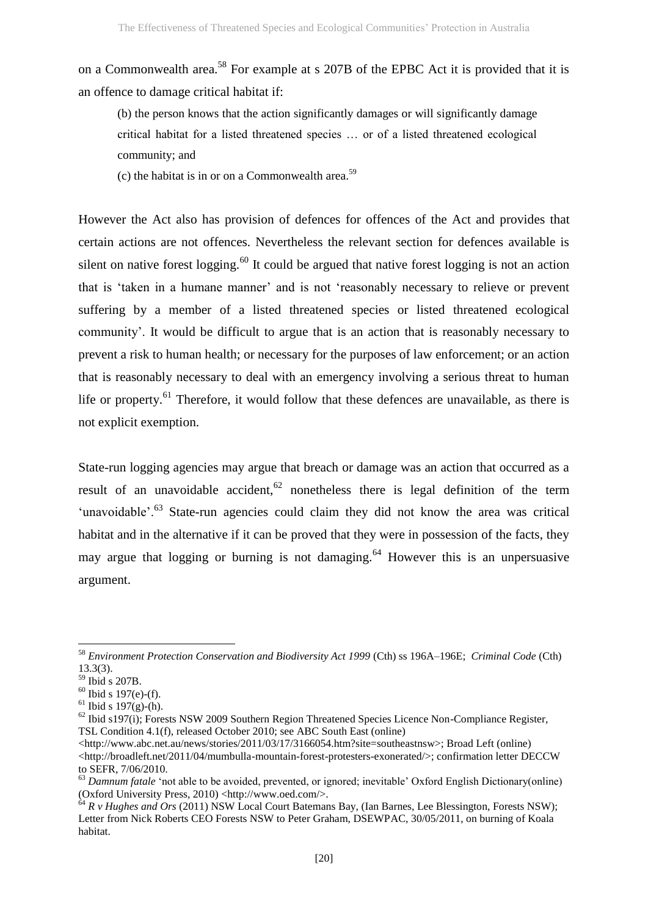on a Commonwealth area.[58] For example at s 207B of the EPBC Act it is provided that it is an offence to damage critical habitat if:

> (b) the person knows that the action significantly damages or will significantly damage critical habitat for a listed threatened species … or of a listed threatened ecological community; and
>
> (c) the habitat is in or on a Commonwealth area.[59]

However the Act also has provision of defences for offences of the Act and provides that certain actions are not offences. Nevertheless the relevant section for defences available is silent on native forest logging.[60] It could be argued that native forest logging is not an action that is 'taken in a humane manner' and is not 'reasonably necessary to relieve or prevent suffering by a member of a listed threatened species or listed threatened ecological community'. It would be difficult to argue that is an action that is reasonably necessary to prevent a risk to human health; or necessary for the purposes of law enforcement; or an action that is reasonably necessary to deal with an emergency involving a serious threat to human life or property.[61] Therefore, it would follow that these defences are unavailable, as there is not explicit exemption.

State-run logging agencies may argue that breach or damage was an action that occurred as a result of an unavoidable accident,[62] nonetheless there is legal definition of the term 'unavoidable'.[63] State-run agencies could claim they did not know the area was critical habitat and in the alternative if it can be proved that they were in possession of the facts, they may argue that logging or burning is not damaging.[64] However this is an unpersuasive argument.

---

[58] *Environment Protection Conservation and Biodiversity Act 1999* (Cth) ss 196A–196E; *Criminal Code* (Cth) 13.3(3).

[59] Ibid s 207B.

[60] Ibid s 197(e)-(f).

[61] Ibid s 197(g)-(h).

[62] Ibid s197(i); Forests NSW 2009 Southern Region Threatened Species Licence Non-Compliance Register, TSL Condition 4.1(f), released October 2010; see ABC South East (online) <http://www.abc.net.au/news/stories/2011/03/17/3166054.htm?site=southeastnsw>; Broad Left (online) <http://broadleft.net/2011/04/mumbulla-mountain-forest-protesters-exonerated/>; confirmation letter DECCW to SEFR, 7/06/2010.

[63] *Damnum fatale* 'not able to be avoided, prevented, or ignored; inevitable' Oxford English Dictionary(online) (Oxford University Press, 2010) <http://www.oed.com/>.

[64] *R v Hughes and Ors* (2011) NSW Local Court Batemans Bay, (Ian Barnes, Lee Blessington, Forests NSW); Letter from Nick Roberts CEO Forests NSW to Peter Graham, DSEWPAC, 30/05/2011, on burning of Koala habitat.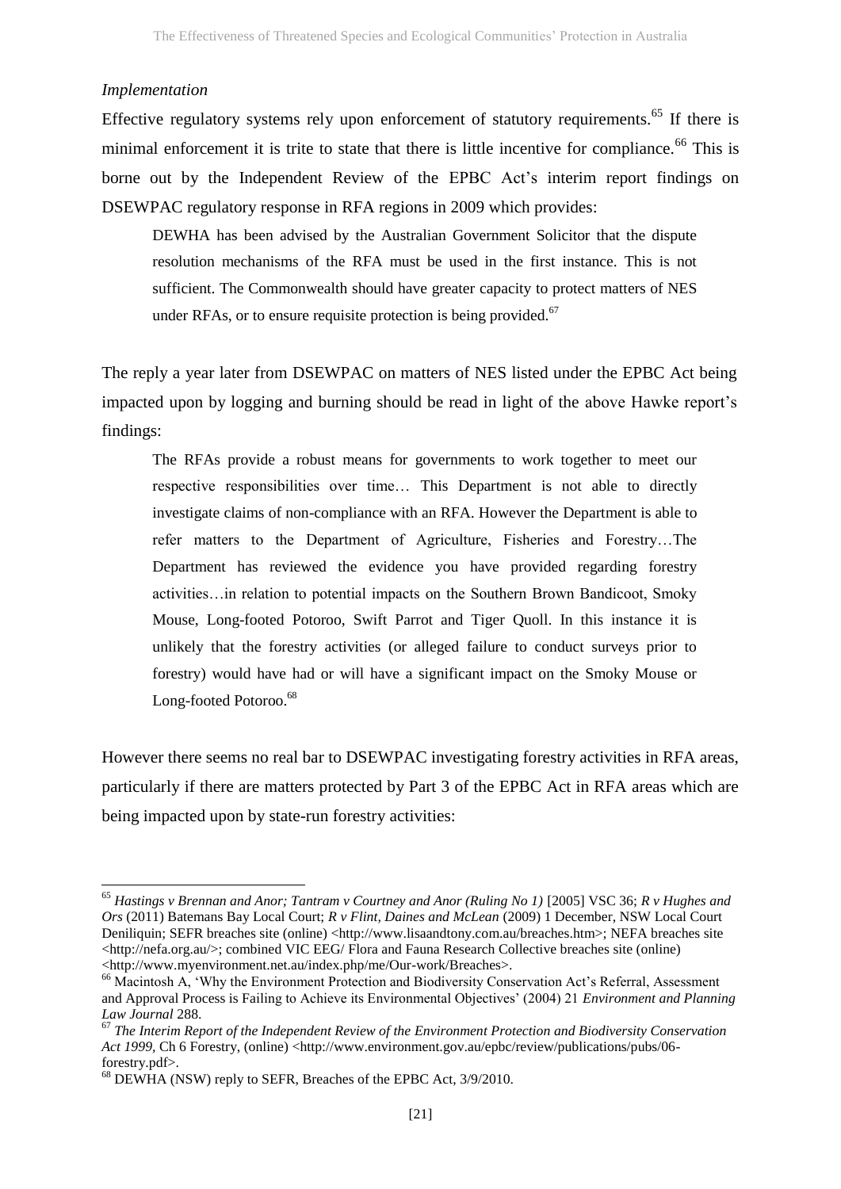*Implementation*

Effective regulatory systems rely upon enforcement of statutory requirements.[65] If there is minimal enforcement it is trite to state that there is little incentive for compliance.[66] This is borne out by the Independent Review of the EPBC Act's interim report findings on DSEWPAC regulatory response in RFA regions in 2009 which provides:

> DEWHA has been advised by the Australian Government Solicitor that the dispute resolution mechanisms of the RFA must be used in the first instance. This is not sufficient. The Commonwealth should have greater capacity to protect matters of NES under RFAs, or to ensure requisite protection is being provided.[67]

The reply a year later from DSEWPAC on matters of NES listed under the EPBC Act being impacted upon by logging and burning should be read in light of the above Hawke report's findings:

> The RFAs provide a robust means for governments to work together to meet our respective responsibilities over time… This Department is not able to directly investigate claims of non-compliance with an RFA. However the Department is able to refer matters to the Department of Agriculture, Fisheries and Forestry…The Department has reviewed the evidence you have provided regarding forestry activities…in relation to potential impacts on the Southern Brown Bandicoot, Smoky Mouse, Long-footed Potoroo, Swift Parrot and Tiger Quoll. In this instance it is unlikely that the forestry activities (or alleged failure to conduct surveys prior to forestry) would have had or will have a significant impact on the Smoky Mouse or Long-footed Potoroo.[68]

However there seems no real bar to DSEWPAC investigating forestry activities in RFA areas, particularly if there are matters protected by Part 3 of the EPBC Act in RFA areas which are being impacted upon by state-run forestry activities:

---

[65] *Hastings v Brennan and Anor; Tantram v Courtney and Anor (Ruling No 1)* [2005] VSC 36; *R v Hughes and Ors* (2011) Batemans Bay Local Court; *R v Flint, Daines and McLean* (2009) 1 December, NSW Local Court Deniliquin; SEFR breaches site (online) <http://www.lisaandtony.com.au/breaches.htm>; NEFA breaches site <http://nefa.org.au/>; combined VIC EEG/ Flora and Fauna Research Collective breaches site (online) <http://www.myenvironment.net.au/index.php/me/Our-work/Breaches>.

[66] Macintosh A, 'Why the Environment Protection and Biodiversity Conservation Act's Referral, Assessment and Approval Process is Failing to Achieve its Environmental Objectives' (2004) 21 *Environment and Planning Law Journal* 288.

[67] *The Interim Report of the Independent Review of the Environment Protection and Biodiversity Conservation Act 1999,* Ch 6 Forestry, (online) <http://www.environment.gov.au/epbc/review/publications/pubs/06-forestry.pdf>.

[68] DEWHA (NSW) reply to SEFR, Breaches of the EPBC Act, 3/9/2010.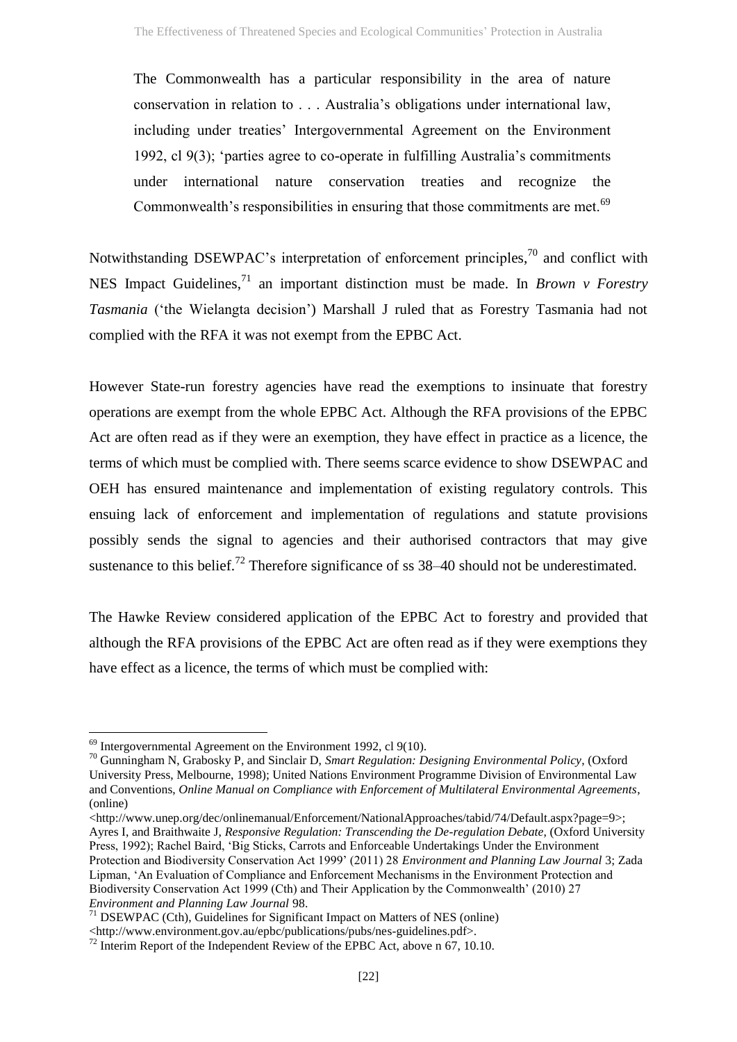> The Commonwealth has a particular responsibility in the area of nature conservation in relation to . . . Australia's obligations under international law, including under treaties' Intergovernmental Agreement on the Environment 1992, cl 9(3); 'parties agree to co-operate in fulfilling Australia's commitments under international nature conservation treaties and recognize the Commonwealth's responsibilities in ensuring that those commitments are met.[69]

Notwithstanding DSEWPAC's interpretation of enforcement principles,[70] and conflict with NES Impact Guidelines,[71] an important distinction must be made. In *Brown v Forestry Tasmania* ('the Wielangta decision') Marshall J ruled that as Forestry Tasmania had not complied with the RFA it was not exempt from the EPBC Act.

However State-run forestry agencies have read the exemptions to insinuate that forestry operations are exempt from the whole EPBC Act. Although the RFA provisions of the EPBC Act are often read as if they were an exemption, they have effect in practice as a licence, the terms of which must be complied with. There seems scarce evidence to show DSEWPAC and OEH has ensured maintenance and implementation of existing regulatory controls. This ensuing lack of enforcement and implementation of regulations and statute provisions possibly sends the signal to agencies and their authorised contractors that may give sustenance to this belief.[72] Therefore significance of ss 38–40 should not be underestimated.

The Hawke Review considered application of the EPBC Act to forestry and provided that although the RFA provisions of the EPBC Act are often read as if they were exemptions they have effect as a licence, the terms of which must be complied with:

---

[69] Intergovernmental Agreement on the Environment 1992, cl 9(10).

[70] Gunningham N, Grabosky P, and Sinclair D, *Smart Regulation: Designing Environmental Policy*, (Oxford University Press, Melbourne, 1998); United Nations Environment Programme Division of Environmental Law and Conventions, *Online Manual on Compliance with Enforcement of Multilateral Environmental Agreements*, (online) <http://www.unep.org/dec/onlinemanual/Enforcement/NationalApproaches/tabid/74/Default.aspx?page=9>; Ayres I, and Braithwaite J, *Responsive Regulation: Transcending the De-regulation Debate*, (Oxford University Press, 1992); Rachel Baird, 'Big Sticks, Carrots and Enforceable Undertakings Under the Environment Protection and Biodiversity Conservation Act 1999' (2011) 28 *Environment and Planning Law Journal* 3; Zada Lipman, 'An Evaluation of Compliance and Enforcement Mechanisms in the Environment Protection and Biodiversity Conservation Act 1999 (Cth) and Their Application by the Commonwealth' (2010) 27 *Environment and Planning Law Journal* 98.

[71] DSEWPAC (Cth), Guidelines for Significant Impact on Matters of NES (online) <http://www.environment.gov.au/epbc/publications/pubs/nes-guidelines.pdf>.

[72] Interim Report of the Independent Review of the EPBC Act, above n 67, 10.10.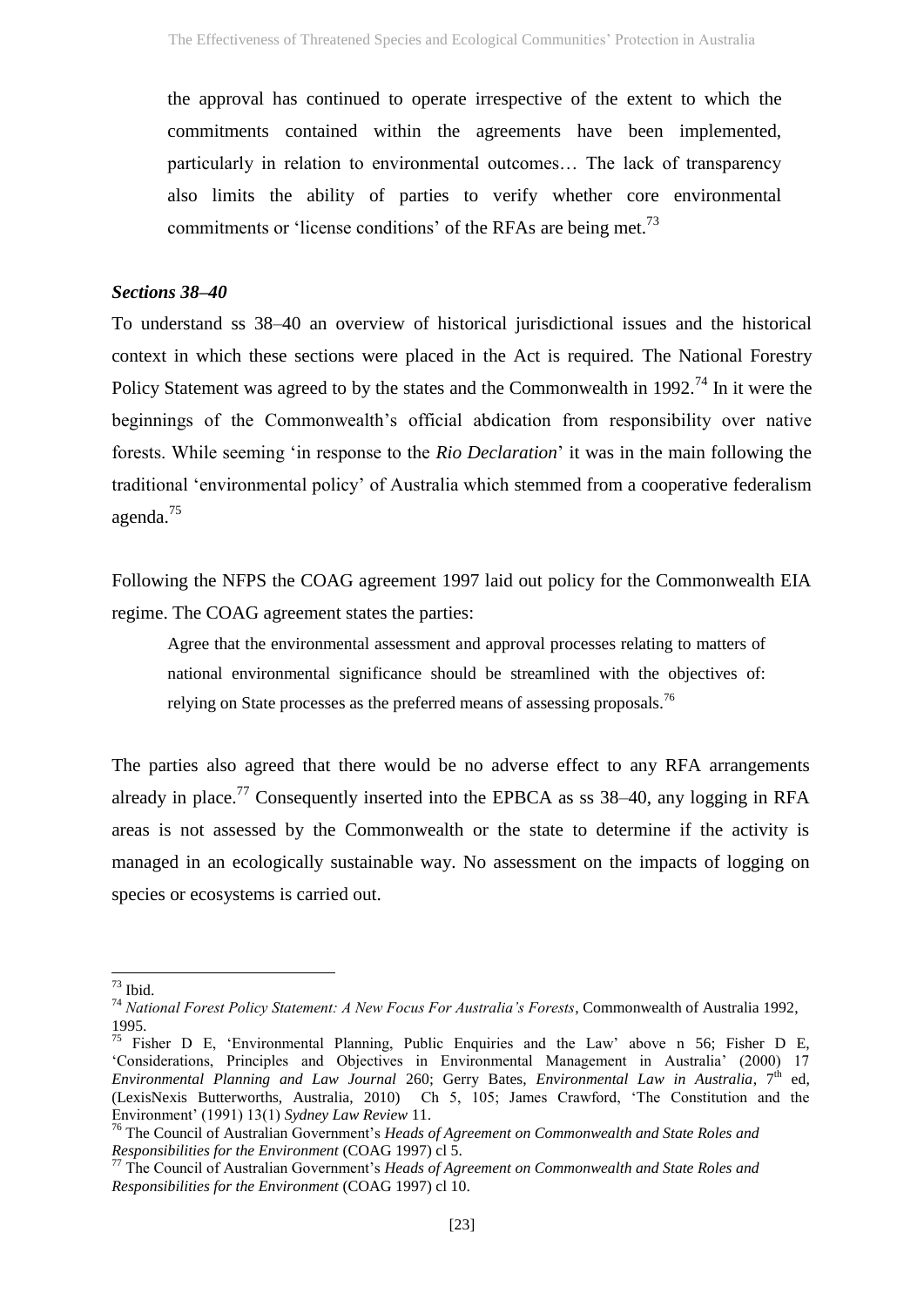the approval has continued to operate irrespective of the extent to which the commitments contained within the agreements have been implemented, particularly in relation to environmental outcomes… The lack of transparency also limits the ability of parties to verify whether core environmental commitments or 'license conditions' of the RFAs are being met.[73]

### *Sections 38–40*

To understand ss 38–40 an overview of historical jurisdictional issues and the historical context in which these sections were placed in the Act is required. The National Forestry Policy Statement was agreed to by the states and the Commonwealth in 1992.[74] In it were the beginnings of the Commonwealth's official abdication from responsibility over native forests. While seeming 'in response to the *Rio Declaration*' it was in the main following the traditional 'environmental policy' of Australia which stemmed from a cooperative federalism agenda.[75]

Following the NFPS the COAG agreement 1997 laid out policy for the Commonwealth EIA regime. The COAG agreement states the parties:

> Agree that the environmental assessment and approval processes relating to matters of national environmental significance should be streamlined with the objectives of: relying on State processes as the preferred means of assessing proposals.[76]

The parties also agreed that there would be no adverse effect to any RFA arrangements already in place.[77] Consequently inserted into the EPBCA as ss 38–40, any logging in RFA areas is not assessed by the Commonwealth or the state to determine if the activity is managed in an ecologically sustainable way. No assessment on the impacts of logging on species or ecosystems is carried out.

---

[73] Ibid.

[74] *National Forest Policy Statement: A New Focus For Australia's Forests*, Commonwealth of Australia 1992, 1995.

[75] Fisher D E, 'Environmental Planning, Public Enquiries and the Law' above n 56; Fisher D E, 'Considerations, Principles and Objectives in Environmental Management in Australia' (2000) 17 *Environmental Planning and Law Journal* 260; Gerry Bates, *Environmental Law in Australia*, 7th ed, (LexisNexis Butterworths, Australia, 2010) Ch 5, 105; James Crawford, 'The Constitution and the Environment' (1991) 13(1) *Sydney Law Review* 11.

[76] The Council of Australian Government's *Heads of Agreement on Commonwealth and State Roles and Responsibilities for the Environment* (COAG 1997) cl 5.

[77] The Council of Australian Government's *Heads of Agreement on Commonwealth and State Roles and Responsibilities for the Environment* (COAG 1997) cl 10.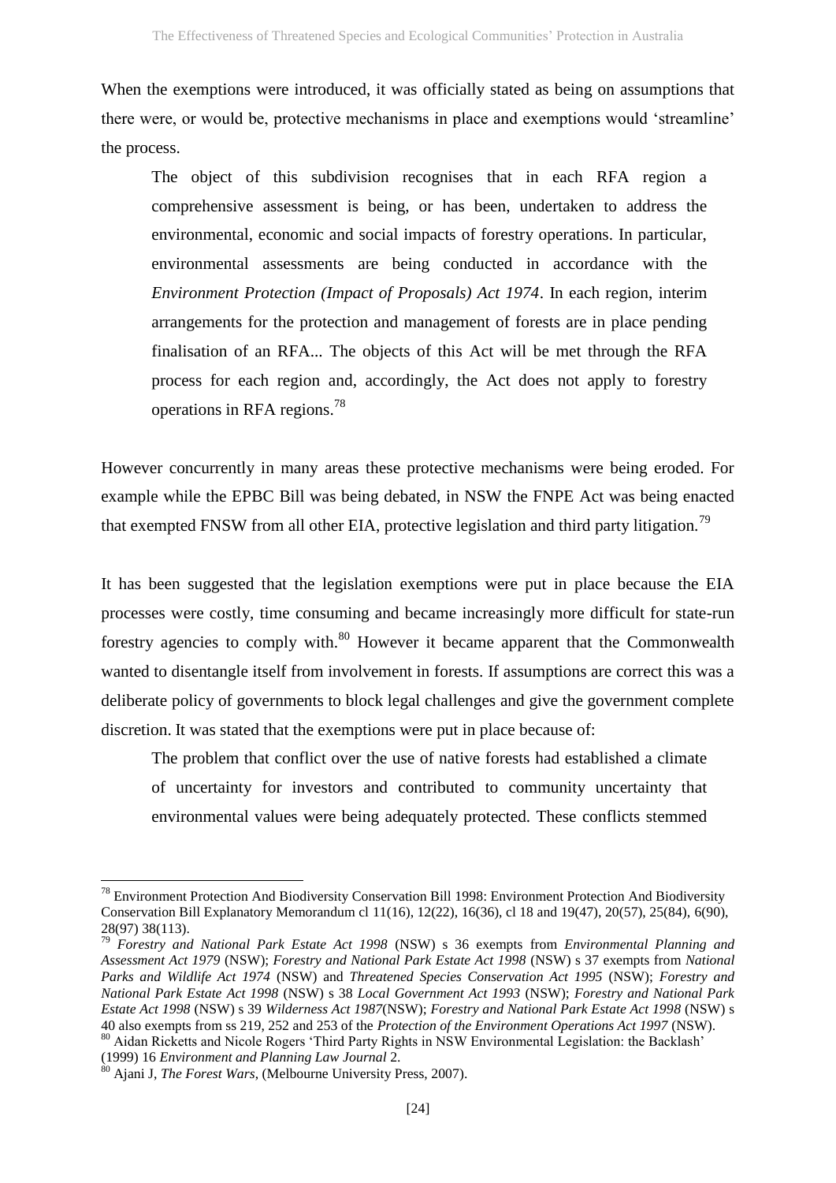When the exemptions were introduced, it was officially stated as being on assumptions that there were, or would be, protective mechanisms in place and exemptions would 'streamline' the process.

> The object of this subdivision recognises that in each RFA region a comprehensive assessment is being, or has been, undertaken to address the environmental, economic and social impacts of forestry operations. In particular, environmental assessments are being conducted in accordance with the *Environment Protection (Impact of Proposals) Act 1974*. In each region, interim arrangements for the protection and management of forests are in place pending finalisation of an RFA... The objects of this Act will be met through the RFA process for each region and, accordingly, the Act does not apply to forestry operations in RFA regions.[78]

However concurrently in many areas these protective mechanisms were being eroded. For example while the EPBC Bill was being debated, in NSW the FNPE Act was being enacted that exempted FNSW from all other EIA, protective legislation and third party litigation.[79]

It has been suggested that the legislation exemptions were put in place because the EIA processes were costly, time consuming and became increasingly more difficult for state-run forestry agencies to comply with.[80] However it became apparent that the Commonwealth wanted to disentangle itself from involvement in forests. If assumptions are correct this was a deliberate policy of governments to block legal challenges and give the government complete discretion. It was stated that the exemptions were put in place because of:

> The problem that conflict over the use of native forests had established a climate of uncertainty for investors and contributed to community uncertainty that environmental values were being adequately protected. These conflicts stemmed

---

[78] Environment Protection And Biodiversity Conservation Bill 1998: Environment Protection And Biodiversity Conservation Bill Explanatory Memorandum cl 11(16), 12(22), 16(36), cl 18 and 19(47), 20(57), 25(84), 6(90), 28(97) 38(113).

[79] *Forestry and National Park Estate Act 1998* (NSW) s 36 exempts from *Environmental Planning and Assessment Act 1979* (NSW); *Forestry and National Park Estate Act 1998* (NSW) s 37 exempts from *National Parks and Wildlife Act 1974* (NSW) and *Threatened Species Conservation Act 1995* (NSW); *Forestry and National Park Estate Act 1998* (NSW) s 38 *Local Government Act 1993* (NSW); *Forestry and National Park Estate Act 1998* (NSW) s 39 *Wilderness Act 1987*(NSW); *Forestry and National Park Estate Act 1998* (NSW) s 40 also exempts from ss 219, 252 and 253 of the *Protection of the Environment Operations Act 1997* (NSW).

[80] Aidan Ricketts and Nicole Rogers 'Third Party Rights in NSW Environmental Legislation: the Backlash' (1999) 16 *Environment and Planning Law Journal* 2.

[80] Ajani J, *The Forest Wars*, (Melbourne University Press, 2007).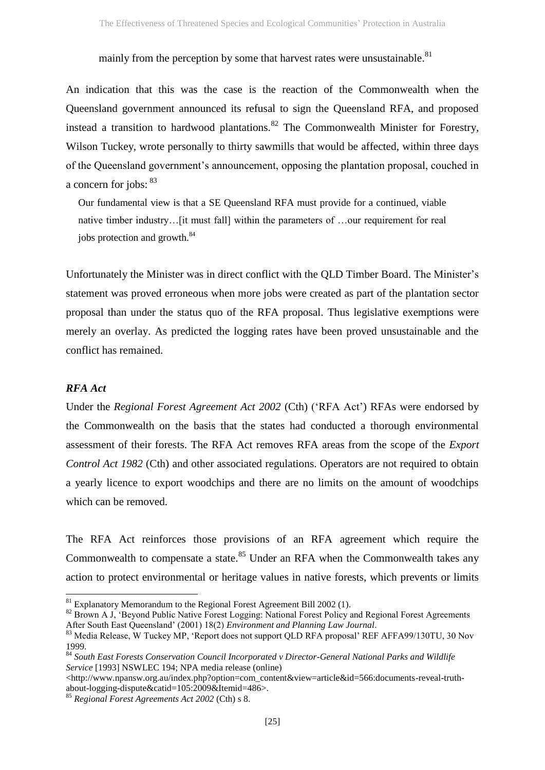mainly from the perception by some that harvest rates were unsustainable.[81]

An indication that this was the case is the reaction of the Commonwealth when the Queensland government announced its refusal to sign the Queensland RFA, and proposed instead a transition to hardwood plantations.[82] The Commonwealth Minister for Forestry, Wilson Tuckey, wrote personally to thirty sawmills that would be affected, within three days of the Queensland government's announcement, opposing the plantation proposal, couched in a concern for jobs: [83]

> Our fundamental view is that a SE Queensland RFA must provide for a continued, viable native timber industry…[it must fall] within the parameters of …our requirement for real jobs protection and growth.[84]

Unfortunately the Minister was in direct conflict with the QLD Timber Board. The Minister's statement was proved erroneous when more jobs were created as part of the plantation sector proposal than under the status quo of the RFA proposal. Thus legislative exemptions were merely an overlay. As predicted the logging rates have been proved unsustainable and the conflict has remained.

### *RFA Act*

Under the *Regional Forest Agreement Act 2002* (Cth) ('RFA Act') RFAs were endorsed by the Commonwealth on the basis that the states had conducted a thorough environmental assessment of their forests. The RFA Act removes RFA areas from the scope of the *Export Control Act 1982* (Cth) and other associated regulations. Operators are not required to obtain a yearly licence to export woodchips and there are no limits on the amount of woodchips which can be removed.

The RFA Act reinforces those provisions of an RFA agreement which require the Commonwealth to compensate a state.[85] Under an RFA when the Commonwealth takes any action to protect environmental or heritage values in native forests, which prevents or limits

---

[81] Explanatory Memorandum to the Regional Forest Agreement Bill 2002 (1).

[82] Brown A J, 'Beyond Public Native Forest Logging: National Forest Policy and Regional Forest Agreements After South East Queensland' (2001) 18(2) *Environment and Planning Law Journal*.

[83] Media Release, W Tuckey MP, 'Report does not support QLD RFA proposal' REF AFFA99/130TU, 30 Nov 1999.

[84] *South East Forests Conservation Council Incorporated v Director-General National Parks and Wildlife Service* [1993] NSWLEC 194; NPA media release (online) <http://www.npansw.org.au/index.php?option=com_content&view=article&id=566:documents-reveal-truth-about-logging-dispute&catid=105:2009&Itemid=486>.

[85] *Regional Forest Agreements Act 2002* (Cth) s 8.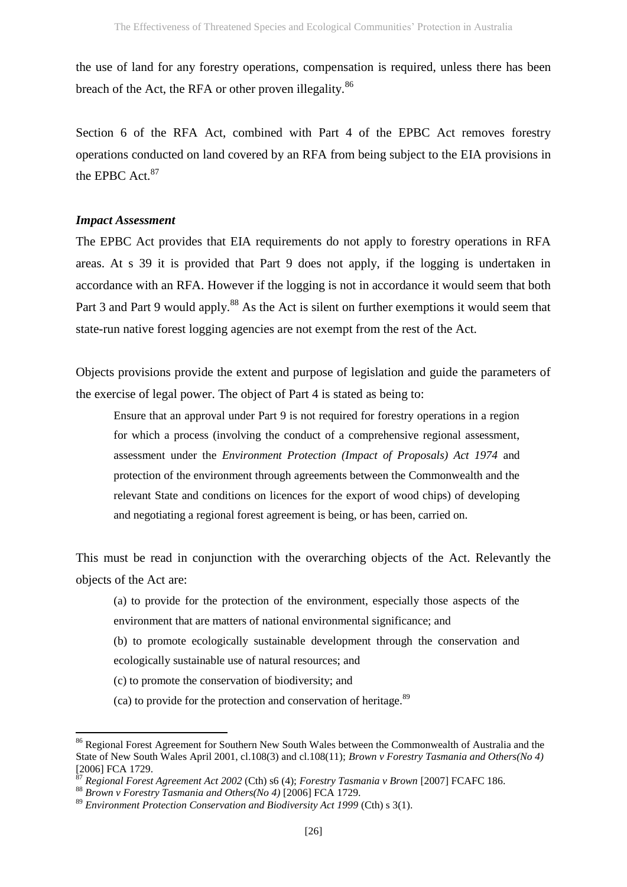the use of land for any forestry operations, compensation is required, unless there has been breach of the Act, the RFA or other proven illegality.[86]

Section 6 of the RFA Act, combined with Part 4 of the EPBC Act removes forestry operations conducted on land covered by an RFA from being subject to the EIA provisions in the EPBC Act.[87]

### *Impact Assessment*

The EPBC Act provides that EIA requirements do not apply to forestry operations in RFA areas. At s 39 it is provided that Part 9 does not apply, if the logging is undertaken in accordance with an RFA. However if the logging is not in accordance it would seem that both Part 3 and Part 9 would apply.[88] As the Act is silent on further exemptions it would seem that state-run native forest logging agencies are not exempt from the rest of the Act.

Objects provisions provide the extent and purpose of legislation and guide the parameters of the exercise of legal power. The object of Part 4 is stated as being to:

> Ensure that an approval under Part 9 is not required for forestry operations in a region for which a process (involving the conduct of a comprehensive regional assessment, assessment under the *Environment Protection (Impact of Proposals) Act 1974* and protection of the environment through agreements between the Commonwealth and the relevant State and conditions on licences for the export of wood chips) of developing and negotiating a regional forest agreement is being, or has been, carried on.

This must be read in conjunction with the overarching objects of the Act. Relevantly the objects of the Act are:

> (a) to provide for the protection of the environment, especially those aspects of the environment that are matters of national environmental significance; and
>
> (b) to promote ecologically sustainable development through the conservation and ecologically sustainable use of natural resources; and
>
> (c) to promote the conservation of biodiversity; and
>
> (ca) to provide for the protection and conservation of heritage.[89]

---

[86] Regional Forest Agreement for Southern New South Wales between the Commonwealth of Australia and the State of New South Wales April 2001, cl.108(3) and cl.108(11); *Brown v Forestry Tasmania and Others(No 4)* [2006] FCA 1729.

[87] *Regional Forest Agreement Act 2002* (Cth) s6 (4); *Forestry Tasmania v Brown* [2007] FCAFC 186.

[88] *Brown v Forestry Tasmania and Others(No 4)* [2006] FCA 1729.

[89] *Environment Protection Conservation and Biodiversity Act 1999* (Cth) s 3(1).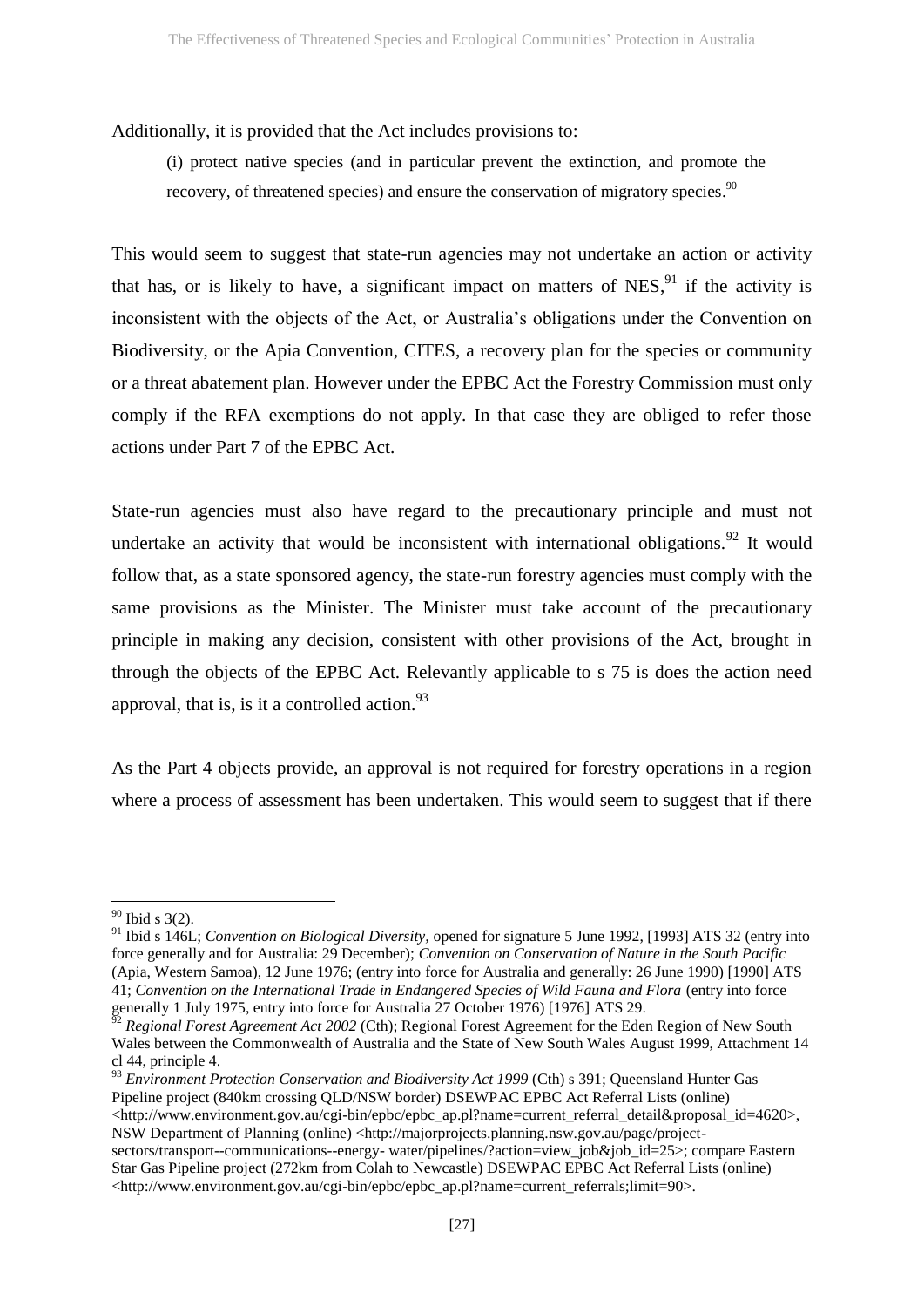Additionally, it is provided that the Act includes provisions to:

> (i) protect native species (and in particular prevent the extinction, and promote the recovery, of threatened species) and ensure the conservation of migratory species.[90]

This would seem to suggest that state-run agencies may not undertake an action or activity that has, or is likely to have, a significant impact on matters of NES,[91] if the activity is inconsistent with the objects of the Act, or Australia's obligations under the Convention on Biodiversity, or the Apia Convention, CITES, a recovery plan for the species or community or a threat abatement plan. However under the EPBC Act the Forestry Commission must only comply if the RFA exemptions do not apply. In that case they are obliged to refer those actions under Part 7 of the EPBC Act.

State-run agencies must also have regard to the precautionary principle and must not undertake an activity that would be inconsistent with international obligations.[92] It would follow that, as a state sponsored agency, the state-run forestry agencies must comply with the same provisions as the Minister. The Minister must take account of the precautionary principle in making any decision, consistent with other provisions of the Act, brought in through the objects of the EPBC Act. Relevantly applicable to s 75 is does the action need approval, that is, is it a controlled action.[93]

As the Part 4 objects provide, an approval is not required for forestry operations in a region where a process of assessment has been undertaken. This would seem to suggest that if there

---

[90] Ibid s 3(2).

[91] Ibid s 146L; *Convention on Biological Diversity*, opened for signature 5 June 1992, [1993] ATS 32 (entry into force generally and for Australia: 29 December); *Convention on Conservation of Nature in the South Pacific* (Apia, Western Samoa), 12 June 1976; (entry into force for Australia and generally: 26 June 1990) [1990] ATS 41; *Convention on the International Trade in Endangered Species of Wild Fauna and Flora* (entry into force generally 1 July 1975, entry into force for Australia 27 October 1976) [1976] ATS 29.

[92] *Regional Forest Agreement Act 2002* (Cth); Regional Forest Agreement for the Eden Region of New South Wales between the Commonwealth of Australia and the State of New South Wales August 1999, Attachment 14 cl 44, principle 4.

[93] *Environment Protection Conservation and Biodiversity Act 1999* (Cth) s 391; Queensland Hunter Gas Pipeline project (840km crossing QLD/NSW border) DSEWPAC EPBC Act Referral Lists (online) <http://www.environment.gov.au/cgi-bin/epbc/epbc_ap.pl?name=current_referral_detail&proposal_id=4620>, NSW Department of Planning (online) <http://majorprojects.planning.nsw.gov.au/page/project-sectors/transport--communications--energy- water/pipelines/?action=view_job&job_id=25>; compare Eastern Star Gas Pipeline project (272km from Colah to Newcastle) DSEWPAC EPBC Act Referral Lists (online) <http://www.environment.gov.au/cgi-bin/epbc/epbc_ap.pl?name=current_referrals;limit=90>.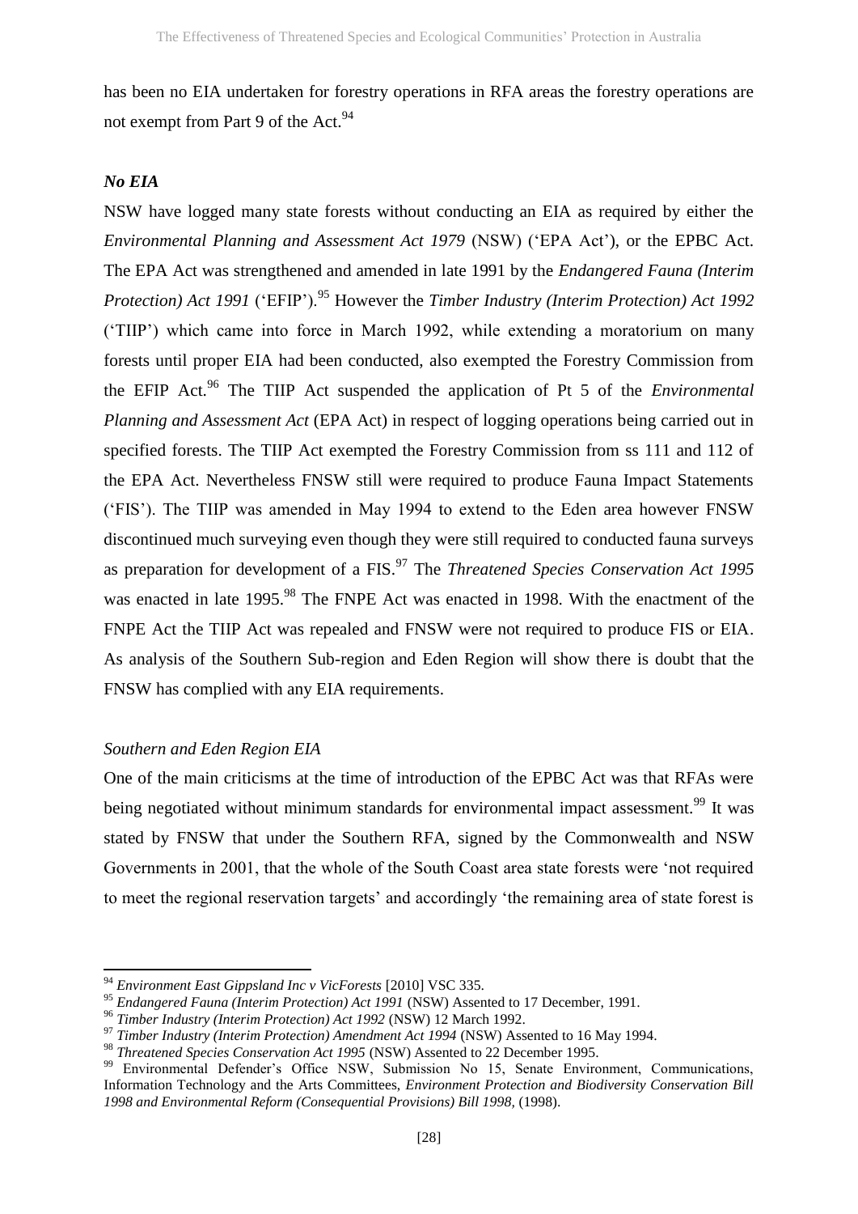has been no EIA undertaken for forestry operations in RFA areas the forestry operations are not exempt from Part 9 of the Act.[94]

### *No EIA*

NSW have logged many state forests without conducting an EIA as required by either the *Environmental Planning and Assessment Act 1979* (NSW) ('EPA Act'), or the EPBC Act. The EPA Act was strengthened and amended in late 1991 by the *Endangered Fauna (Interim Protection) Act 1991* ('EFIP').[95] However the *Timber Industry (Interim Protection) Act 1992* ('TIIP') which came into force in March 1992, while extending a moratorium on many forests until proper EIA had been conducted, also exempted the Forestry Commission from the EFIP Act.[96] The TIIP Act suspended the application of Pt 5 of the *Environmental Planning and Assessment Act* (EPA Act) in respect of logging operations being carried out in specified forests. The TIIP Act exempted the Forestry Commission from ss 111 and 112 of the EPA Act. Nevertheless FNSW still were required to produce Fauna Impact Statements ('FIS'). The TIIP was amended in May 1994 to extend to the Eden area however FNSW discontinued much surveying even though they were still required to conducted fauna surveys as preparation for development of a FIS.[97] The *Threatened Species Conservation Act 1995* was enacted in late 1995.[98] The FNPE Act was enacted in 1998. With the enactment of the FNPE Act the TIIP Act was repealed and FNSW were not required to produce FIS or EIA. As analysis of the Southern Sub-region and Eden Region will show there is doubt that the FNSW has complied with any EIA requirements.

### *Southern and Eden Region EIA*

One of the main criticisms at the time of introduction of the EPBC Act was that RFAs were being negotiated without minimum standards for environmental impact assessment.[99] It was stated by FNSW that under the Southern RFA, signed by the Commonwealth and NSW Governments in 2001, that the whole of the South Coast area state forests were 'not required to meet the regional reservation targets' and accordingly 'the remaining area of state forest is

---

[94] *Environment East Gippsland Inc v VicForests* [2010] VSC 335.

[95] *Endangered Fauna (Interim Protection) Act 1991* (NSW) Assented to 17 December, 1991.

[96] *Timber Industry (Interim Protection) Act 1992* (NSW) 12 March 1992.

[97] *Timber Industry (Interim Protection) Amendment Act 1994* (NSW) Assented to 16 May 1994.

[98] *Threatened Species Conservation Act 1995* (NSW) Assented to 22 December 1995.

[99] Environmental Defender's Office NSW, Submission No 15, Senate Environment, Communications, Information Technology and the Arts Committees, *Environment Protection and Biodiversity Conservation Bill 1998 and Environmental Reform (Consequential Provisions) Bill 1998*, (1998).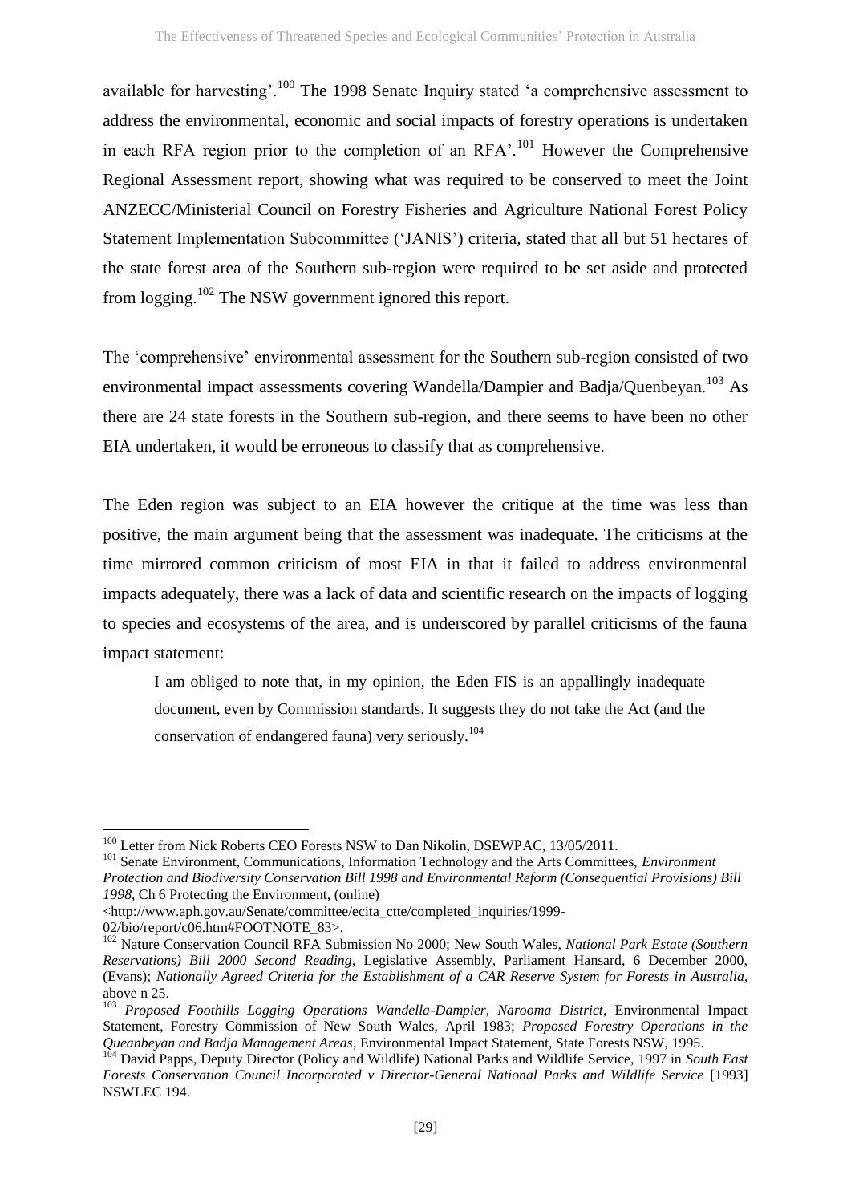available for harvesting'.[100] The 1998 Senate Inquiry stated 'a comprehensive assessment to address the environmental, economic and social impacts of forestry operations is undertaken in each RFA region prior to the completion of an RFA'.[101] However the Comprehensive Regional Assessment report, showing what was required to be conserved to meet the Joint ANZECC/Ministerial Council on Forestry Fisheries and Agriculture National Forest Policy Statement Implementation Subcommittee ('JANIS') criteria, stated that all but 51 hectares of the state forest area of the Southern sub-region were required to be set aside and protected from logging.[102] The NSW government ignored this report.

The 'comprehensive' environmental assessment for the Southern sub-region consisted of two environmental impact assessments covering Wandella/Dampier and Badja/Quenbeyan.[103] As there are 24 state forests in the Southern sub-region, and there seems to have been no other EIA undertaken, it would be erroneous to classify that as comprehensive.

The Eden region was subject to an EIA however the critique at the time was less than positive, the main argument being that the assessment was inadequate. The criticisms at the time mirrored common criticism of most EIA in that it failed to address environmental impacts adequately, there was a lack of data and scientific research on the impacts of logging to species and ecosystems of the area, and is underscored by parallel criticisms of the fauna impact statement:

> I am obliged to note that, in my opinion, the Eden FIS is an appallingly inadequate document, even by Commission standards. It suggests they do not take the Act (and the conservation of endangered fauna) very seriously.[104]

---

[100] Letter from Nick Roberts CEO Forests NSW to Dan Nikolin, DSEWPAC, 13/05/2011.

[101] Senate Environment, Communications, Information Technology and the Arts Committees, *Environment Protection and Biodiversity Conservation Bill 1998 and Environmental Reform (Consequential Provisions) Bill 1998*, Ch 6 Protecting the Environment, (online) <http://www.aph.gov.au/Senate/committee/ecita_ctte/completed_inquiries/1999-02/bio/report/c06.htm#FOOTNOTE_83>.

[102] Nature Conservation Council RFA Submission No 2000; New South Wales, *National Park Estate (Southern Reservations) Bill 2000 Second Reading*, Legislative Assembly, Parliament Hansard, 6 December 2000, (Evans); *Nationally Agreed Criteria for the Establishment of a CAR Reserve System for Forests in Australia*, above n 25.

[103] *Proposed Foothills Logging Operations Wandella-Dampier, Narooma District*, Environmental Impact Statement, Forestry Commission of New South Wales, April 1983; *Proposed Forestry Operations in the Queanbeyan and Badja Management Areas*, Environmental Impact Statement, State Forests NSW, 1995.

[104] David Papps, Deputy Director (Policy and Wildlife) National Parks and Wildlife Service, 1997 in *South East Forests Conservation Council Incorporated v Director-General National Parks and Wildlife Service* [1993] NSWLEC 194.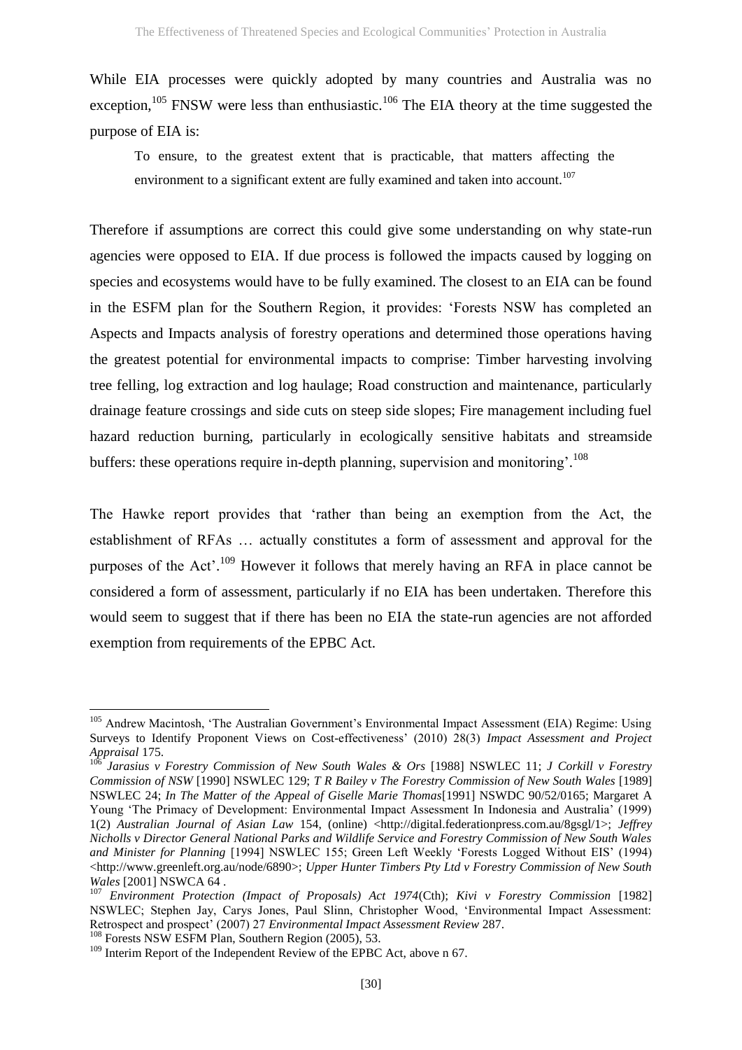While EIA processes were quickly adopted by many countries and Australia was no exception,[105] FNSW were less than enthusiastic.[106] The EIA theory at the time suggested the purpose of EIA is:

> To ensure, to the greatest extent that is practicable, that matters affecting the environment to a significant extent are fully examined and taken into account.[107]

Therefore if assumptions are correct this could give some understanding on why state-run agencies were opposed to EIA. If due process is followed the impacts caused by logging on species and ecosystems would have to be fully examined. The closest to an EIA can be found in the ESFM plan for the Southern Region, it provides: 'Forests NSW has completed an Aspects and Impacts analysis of forestry operations and determined those operations having the greatest potential for environmental impacts to comprise: Timber harvesting involving tree felling, log extraction and log haulage; Road construction and maintenance, particularly drainage feature crossings and side cuts on steep side slopes; Fire management including fuel hazard reduction burning, particularly in ecologically sensitive habitats and streamside buffers: these operations require in-depth planning, supervision and monitoring'.[108]

The Hawke report provides that 'rather than being an exemption from the Act, the establishment of RFAs … actually constitutes a form of assessment and approval for the purposes of the Act'.[109] However it follows that merely having an RFA in place cannot be considered a form of assessment, particularly if no EIA has been undertaken. Therefore this would seem to suggest that if there has been no EIA the state-run agencies are not afforded exemption from requirements of the EPBC Act.

---

[105] Andrew Macintosh, 'The Australian Government's Environmental Impact Assessment (EIA) Regime: Using Surveys to Identify Proponent Views on Cost-effectiveness' (2010) 28(3) *Impact Assessment and Project Appraisal* 175.

[106] *Jarasius v Forestry Commission of New South Wales & Ors* [1988] NSWLEC 11; *J Corkill v Forestry Commission of NSW* [1990] NSWLEC 129; *T R Bailey v The Forestry Commission of New South Wales* [1989] NSWLEC 24; *In The Matter of the Appeal of Giselle Marie Thomas*[1991] NSWDC 90/52/0165; Margaret A Young 'The Primacy of Development: Environmental Impact Assessment In Indonesia and Australia' (1999) 1(2) *Australian Journal of Asian Law* 154, (online) <http://digital.federationpress.com.au/8gsgl/1>; *Jeffrey Nicholls v Director General National Parks and Wildlife Service and Forestry Commission of New South Wales and Minister for Planning* [1994] NSWLEC 155; Green Left Weekly 'Forests Logged Without EIS' (1994) <http://www.greenleft.org.au/node/6890>; *Upper Hunter Timbers Pty Ltd v Forestry Commission of New South Wales* [2001] NSWCA 64 .

[107] *Environment Protection (Impact of Proposals) Act 1974*(Cth); *Kivi v Forestry Commission* [1982] NSWLEC; Stephen Jay, Carys Jones, Paul Slinn, Christopher Wood, 'Environmental Impact Assessment: Retrospect and prospect' (2007) 27 *Environmental Impact Assessment Review* 287.

[108] Forests NSW ESFM Plan, Southern Region (2005), 53.

[109] Interim Report of the Independent Review of the EPBC Act, above n 67.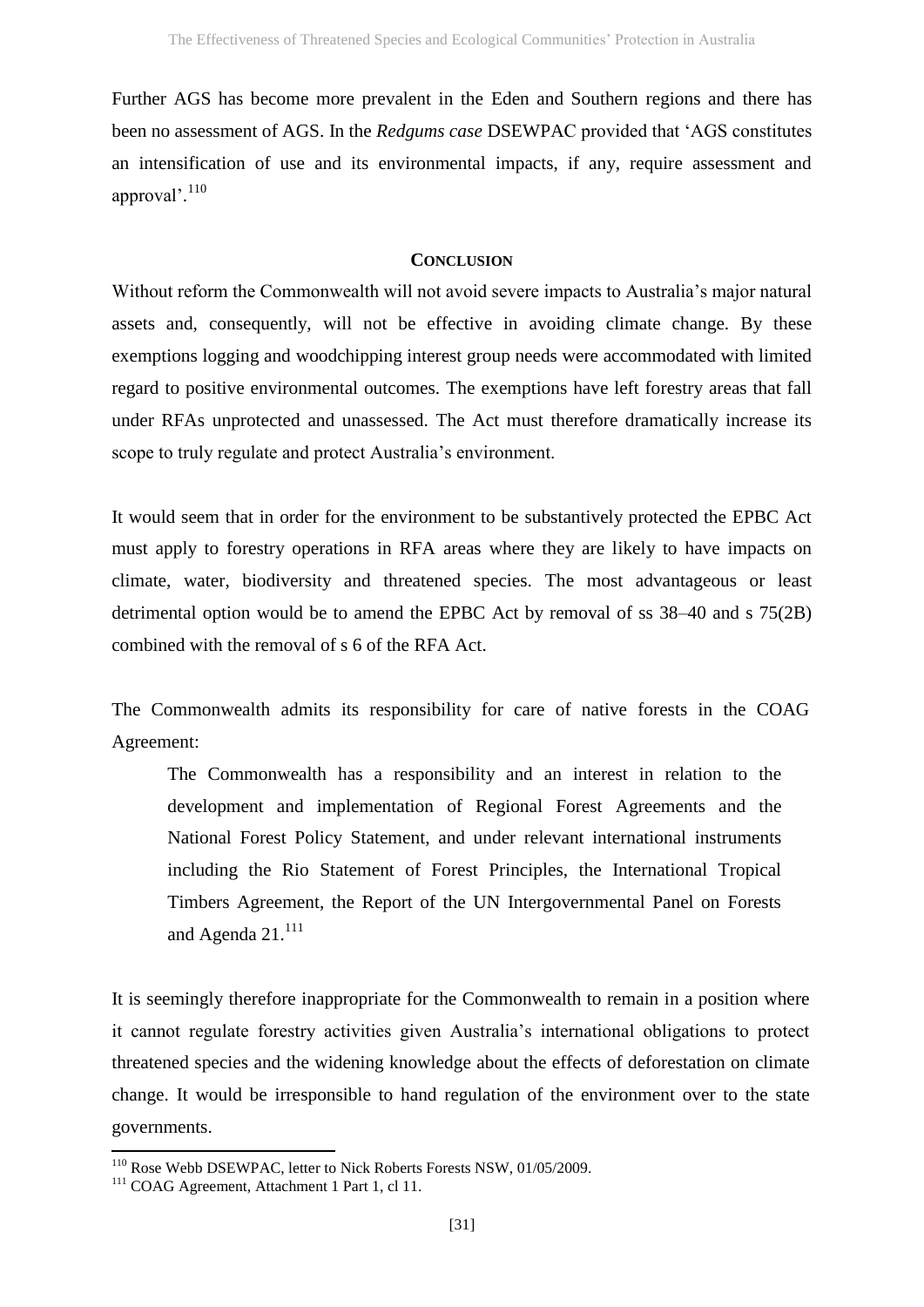Further AGS has become more prevalent in the Eden and Southern regions and there has been no assessment of AGS. In the *Redgums case* DSEWPAC provided that 'AGS constitutes an intensification of use and its environmental impacts, if any, require assessment and approval'.[110]

## CONCLUSION

Without reform the Commonwealth will not avoid severe impacts to Australia's major natural assets and, consequently, will not be effective in avoiding climate change. By these exemptions logging and woodchipping interest group needs were accommodated with limited regard to positive environmental outcomes. The exemptions have left forestry areas that fall under RFAs unprotected and unassessed. The Act must therefore dramatically increase its scope to truly regulate and protect Australia's environment.

It would seem that in order for the environment to be substantively protected the EPBC Act must apply to forestry operations in RFA areas where they are likely to have impacts on climate, water, biodiversity and threatened species. The most advantageous or least detrimental option would be to amend the EPBC Act by removal of ss 38–40 and s 75(2B) combined with the removal of s 6 of the RFA Act.

The Commonwealth admits its responsibility for care of native forests in the COAG Agreement:

> The Commonwealth has a responsibility and an interest in relation to the development and implementation of Regional Forest Agreements and the National Forest Policy Statement, and under relevant international instruments including the Rio Statement of Forest Principles, the International Tropical Timbers Agreement, the Report of the UN Intergovernmental Panel on Forests and Agenda 21.[111]

It is seemingly therefore inappropriate for the Commonwealth to remain in a position where it cannot regulate forestry activities given Australia's international obligations to protect threatened species and the widening knowledge about the effects of deforestation on climate change. It would be irresponsible to hand regulation of the environment over to the state governments.

---

[110] Rose Webb DSEWPAC, letter to Nick Roberts Forests NSW, 01/05/2009.

[111] COAG Agreement, Attachment 1 Part 1, cl 11.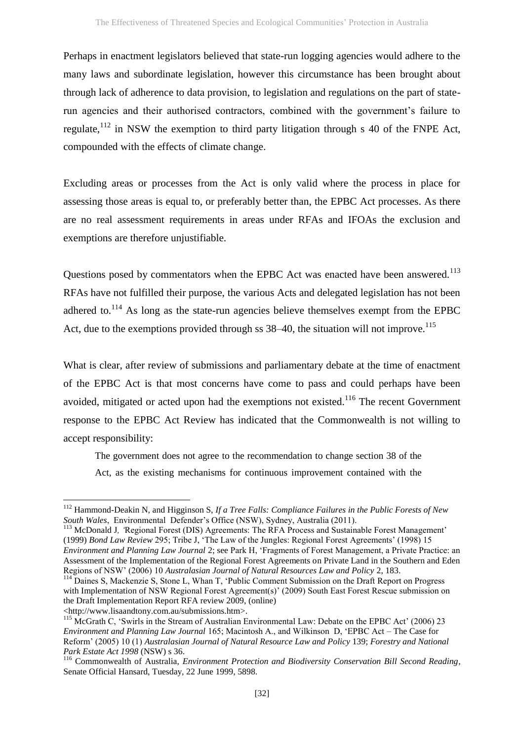Perhaps in enactment legislators believed that state-run logging agencies would adhere to the many laws and subordinate legislation, however this circumstance has been brought about through lack of adherence to data provision, to legislation and regulations on the part of state-run agencies and their authorised contractors, combined with the government's failure to regulate,[112] in NSW the exemption to third party litigation through s 40 of the FNPE Act, compounded with the effects of climate change.

Excluding areas or processes from the Act is only valid where the process in place for assessing those areas is equal to, or preferably better than, the EPBC Act processes. As there are no real assessment requirements in areas under RFAs and IFOAs the exclusion and exemptions are therefore unjustifiable.

Questions posed by commentators when the EPBC Act was enacted have been answered.[113] RFAs have not fulfilled their purpose, the various Acts and delegated legislation has not been adhered to.[114] As long as the state-run agencies believe themselves exempt from the EPBC Act, due to the exemptions provided through ss 38–40, the situation will not improve.[115]

What is clear, after review of submissions and parliamentary debate at the time of enactment of the EPBC Act is that most concerns have come to pass and could perhaps have been avoided, mitigated or acted upon had the exemptions not existed.[116] The recent Government response to the EPBC Act Review has indicated that the Commonwealth is not willing to accept responsibility:

> The government does not agree to the recommendation to change section 38 of the Act, as the existing mechanisms for continuous improvement contained with the

---

[112] Hammond-Deakin N, and Higginson S, *If a Tree Falls: Compliance Failures in the Public Forests of New South Wales*, Environmental Defender's Office (NSW), Sydney, Australia (2011).

[113] McDonald J, 'Regional Forest (DIS) Agreements: The RFA Process and Sustainable Forest Management' (1999) *Bond Law Review* 295; Tribe J, 'The Law of the Jungles: Regional Forest Agreements' (1998) 15 *Environment and Planning Law Journal* 2; see Park H, 'Fragments of Forest Management, a Private Practice: an Assessment of the Implementation of the Regional Forest Agreements on Private Land in the Southern and Eden Regions of NSW' (2006) 10 *Australasian Journal of Natural Resources Law and Policy* 2, 183.

[114] Daines S, Mackenzie S, Stone L, Whan T, 'Public Comment Submission on the Draft Report on Progress with Implementation of NSW Regional Forest Agreement(s)' (2009) South East Forest Rescue submission on the Draft Implementation Report RFA review 2009, (online) <http://www.lisaandtony.com.au/submissions.htm>.

[115] McGrath C, 'Swirls in the Stream of Australian Environmental Law: Debate on the EPBC Act' (2006) 23 *Environment and Planning Law Journal* 165; Macintosh A., and Wilkinson D, 'EPBC Act – The Case for Reform' (2005) 10 (1) *Australasian Journal of Natural Resource Law and Policy* 139; *Forestry and National Park Estate Act 1998* (NSW) s 36.

[116] Commonwealth of Australia, *Environment Protection and Biodiversity Conservation Bill Second Reading*, Senate Official Hansard, Tuesday, 22 June 1999, 5898.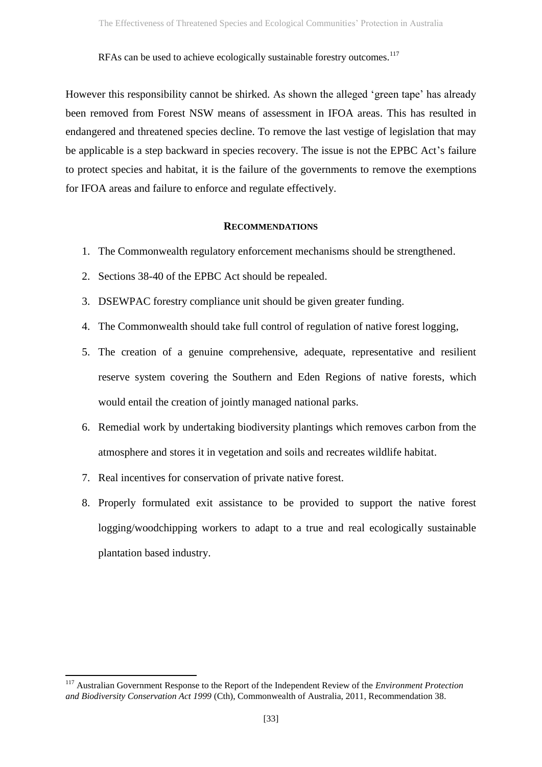RFAs can be used to achieve ecologically sustainable forestry outcomes.[117]

However this responsibility cannot be shirked. As shown the alleged 'green tape' has already been removed from Forest NSW means of assessment in IFOA areas. This has resulted in endangered and threatened species decline. To remove the last vestige of legislation that may be applicable is a step backward in species recovery. The issue is not the EPBC Act's failure to protect species and habitat, it is the failure of the governments to remove the exemptions for IFOA areas and failure to enforce and regulate effectively.

## RECOMMENDATIONS

1. The Commonwealth regulatory enforcement mechanisms should be strengthened.
2. Sections 38-40 of the EPBC Act should be repealed.
3. DSEWPAC forestry compliance unit should be given greater funding.
4. The Commonwealth should take full control of regulation of native forest logging,
5. The creation of a genuine comprehensive, adequate, representative and resilient reserve system covering the Southern and Eden Regions of native forests, which would entail the creation of jointly managed national parks.
6. Remedial work by undertaking biodiversity plantings which removes carbon from the atmosphere and stores it in vegetation and soils and recreates wildlife habitat.
7. Real incentives for conservation of private native forest.
8. Properly formulated exit assistance to be provided to support the native forest logging/woodchipping workers to adapt to a true and real ecologically sustainable plantation based industry.

---

[117] Australian Government Response to the Report of the Independent Review of the *Environment Protection and Biodiversity Conservation Act 1999* (Cth), Commonwealth of Australia, 2011, Recommendation 38.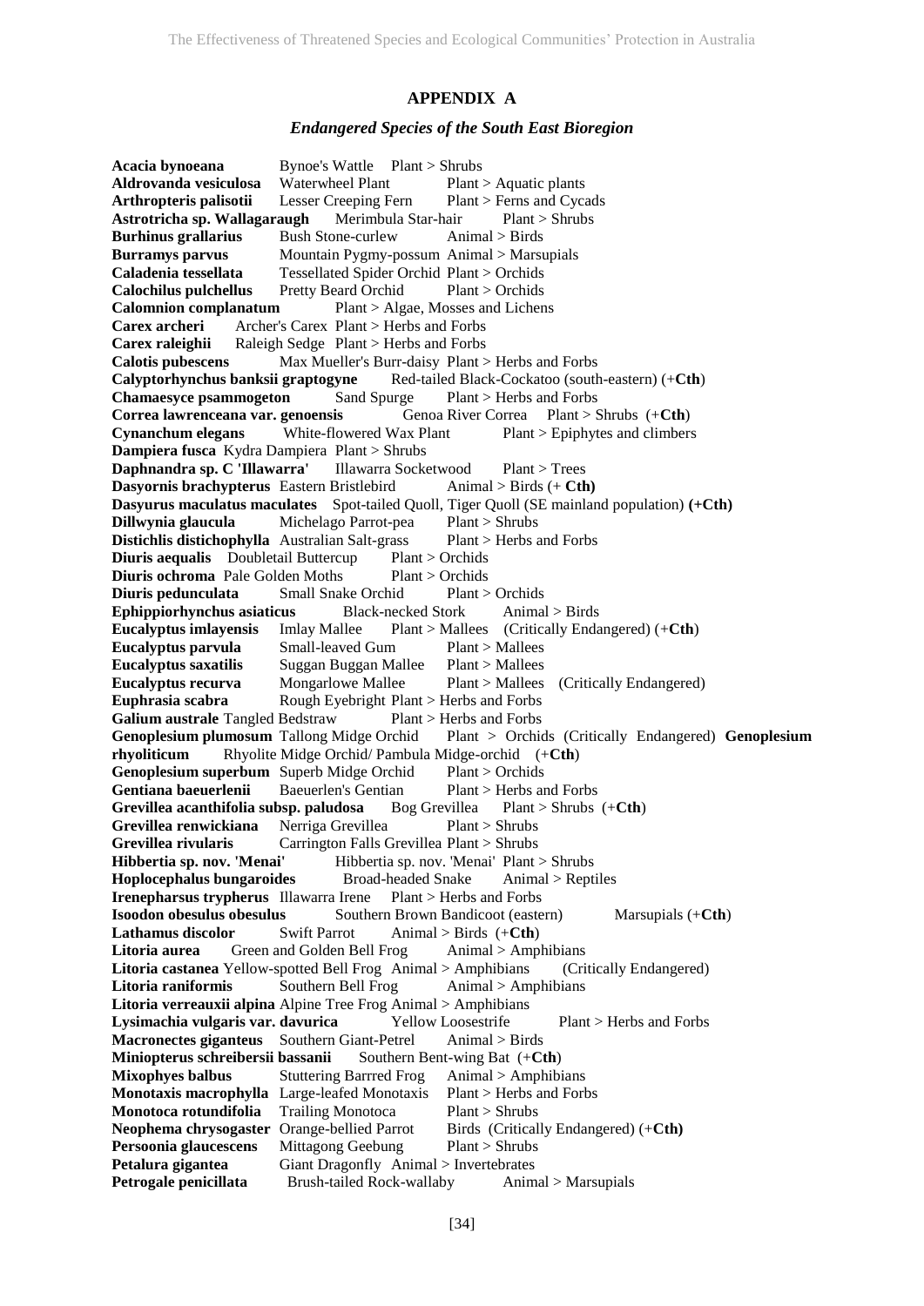# APPENDIX A

## *Endangered Species of the South East Bioregion*

**Acacia bynoeana** Bynoe's Wattle Plant > Shrubs
**Aldrovanda vesiculosa** Waterwheel Plant Plant > Aquatic plants
**Arthropteris palisotii** Lesser Creeping Fern Plant > Ferns and Cycads
**Astrotricha sp. Wallagaraugh** Merimbula Star-hair Plant > Shrubs
**Burhinus grallarius** Bush Stone-curlew Animal > Birds
**Burramys parvus** Mountain Pygmy-possum Animal > Marsupials
**Caladenia tessellata** Tessellated Spider Orchid Plant > Orchids
**Calochilus pulchellus** Pretty Beard Orchid Plant > Orchids
**Calomnion complanatum** Plant > Algae, Mosses and Lichens
**Carex archeri** Archer's Carex Plant > Herbs and Forbs
**Carex raleighii** Raleigh Sedge Plant > Herbs and Forbs
**Calotis pubescens** Max Mueller's Burr-daisy Plant > Herbs and Forbs
**Calyptorhynchus banksii graptogyne** Red-tailed Black-Cockatoo (south-eastern) (+**Cth**)
**Chamaesyce psammogeton** Sand Spurge Plant > Herbs and Forbs
**Correa lawrenceana var. genoensis** Genoa River Correa Plant > Shrubs (+**Cth**)
**Cynanchum elegans** White-flowered Wax Plant Plant > Epiphytes and climbers
**Dampiera fusca** Kydra Dampiera Plant > Shrubs
**Daphnandra sp. C 'Illawarra'** Illawarra Socketwood Plant > Trees
**Dasyornis brachypterus** Eastern Bristlebird Animal > Birds (+ **Cth)**
**Dasyurus maculatus maculates** Spot-tailed Quoll, Tiger Quoll (SE mainland population) **(+Cth)**
**Dillwynia glaucula** Michelago Parrot-pea Plant > Shrubs
**Distichlis distichophylla** Australian Salt-grass Plant > Herbs and Forbs
**Diuris aequalis** Doubletail Buttercup Plant > Orchids
**Diuris ochroma** Pale Golden Moths Plant > Orchids
**Diuris pedunculata** Small Snake Orchid Plant > Orchids
**Ephippiorhynchus asiaticus** Black-necked Stork Animal > Birds
**Eucalyptus imlayensis** Imlay Mallee Plant > Mallees (Critically Endangered) (+**Cth**)
**Eucalyptus parvula** Small-leaved Gum Plant > Mallees
**Eucalyptus saxatilis** Suggan Buggan Mallee Plant > Mallees
**Eucalyptus recurva** Mongarlowe Mallee Plant > Mallees (Critically Endangered)
**Euphrasia scabra** Rough Eyebright Plant > Herbs and Forbs
**Galium australe** Tangled Bedstraw Plant > Herbs and Forbs
**Genoplesium plumosum** Tallong Midge Orchid Plant > Orchids (Critically Endangered) **Genoplesium rhyoliticum** Rhyolite Midge Orchid/ Pambula Midge-orchid (+**Cth**)
**Genoplesium superbum** Superb Midge Orchid Plant > Orchids
**Gentiana baeuerlenii** Baeuerlen's Gentian Plant > Herbs and Forbs
**Grevillea acanthifolia subsp. paludosa** Bog Grevillea Plant > Shrubs (+**Cth**)
**Grevillea renwickiana** Nerriga Grevillea Plant > Shrubs
**Grevillea rivularis** Carrington Falls Grevillea Plant > Shrubs
**Hibbertia sp. nov. 'Menai'** Hibbertia sp. nov. 'Menai' Plant > Shrubs
**Hoplocephalus bungaroides** Broad-headed Snake Animal > Reptiles
**Irenepharsus trypherus** Illawarra Irene Plant > Herbs and Forbs
**Isoodon obesulus obesulus** Southern Brown Bandicoot (eastern) Marsupials (+**Cth**)
**Lathamus discolor** Swift Parrot Animal > Birds (+**Cth**)
**Litoria aurea** Green and Golden Bell Frog Animal > Amphibians
**Litoria castanea** Yellow-spotted Bell Frog Animal > Amphibians (Critically Endangered)
**Litoria raniformis** Southern Bell Frog Animal > Amphibians
**Litoria verreauxii alpina** Alpine Tree Frog Animal > Amphibians
**Lysimachia vulgaris var. davurica** Yellow Loosestrife Plant > Herbs and Forbs
**Macronectes giganteus** Southern Giant-Petrel Animal > Birds
**Miniopterus schreibersii bassanii** Southern Bent-wing Bat (+**Cth**)
**Mixophyes balbus** Stuttering Barrred Frog Animal > Amphibians
**Monotaxis macrophylla** Large-leafed Monotaxis Plant > Herbs and Forbs
**Monotoca rotundifolia** Trailing Monotoca Plant > Shrubs
**Neophema chrysogaster** Orange-bellied Parrot Birds (Critically Endangered) (+**Cth)**
**Persoonia glaucescens** Mittagong Geebung Plant > Shrubs
**Petalura gigantea** Giant Dragonfly Animal > Invertebrates
**Petrogale penicillata** Brush-tailed Rock-wallaby Animal > Marsupials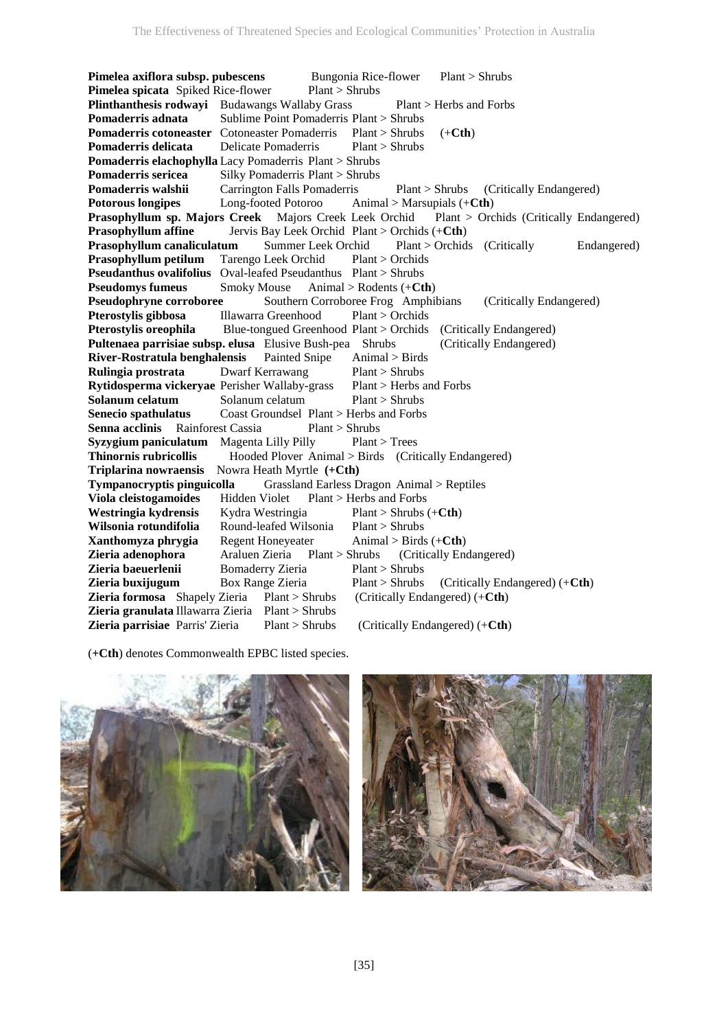**Pimelea axiflora subsp. pubescens** Bungonia Rice-flower Plant > Shrubs
**Pimelea spicata** Spiked Rice-flower Plant > Shrubs
**Plinthanthesis rodwayi** Budawangs Wallaby Grass Plant > Herbs and Forbs
**Pomaderris adnata** Sublime Point Pomaderris Plant > Shrubs
**Pomaderris cotoneaster** Cotoneaster Pomaderris Plant > Shrubs (+**Cth**)
**Pomaderris delicata** Delicate Pomaderris Plant > Shrubs
**Pomaderris elachophylla** Lacy Pomaderris Plant > Shrubs
**Pomaderris sericea** Silky Pomaderris Plant > Shrubs
**Pomaderris walshii** Carrington Falls Pomaderris Plant > Shrubs (Critically Endangered)
**Potorous longipes** Long-footed Potoroo Animal > Marsupials (+**Cth**)
**Prasophyllum sp. Majors Creek** Majors Creek Leek Orchid Plant > Orchids (Critically Endangered)
**Prasophyllum affine** Jervis Bay Leek Orchid Plant > Orchids (+**Cth**)
**Prasophyllum canaliculatum** Summer Leek Orchid Plant > Orchids (Critically Endangered)
**Prasophyllum petilum** Tarengo Leek Orchid Plant > Orchids
**Pseudanthus ovalifolius** Oval-leafed Pseudanthus Plant > Shrubs
**Pseudomys fumeus** Smoky Mouse Animal > Rodents (+**Cth**)
**Pseudophryne corroboree** Southern Corroboree Frog Amphibians (Critically Endangered)
**Pterostylis gibbosa** Illawarra Greenhood Plant > Orchids
**Pterostylis oreophila** Blue-tongued Greenhood Plant > Orchids (Critically Endangered)
**Pultenaea parrisiae subsp. elusa** Elusive Bush-pea Shrubs (Critically Endangered)
**River-Rostratula benghalensis** Painted Snipe Animal > Birds
**Rulingia prostrata** Dwarf Kerrawang Plant > Shrubs
**Rytidosperma vickeryae** Perisher Wallaby-grass Plant > Herbs and Forbs
**Solanum celatum** Solanum celatum Plant > Shrubs
**Senecio spathulatus** Coast Groundsel Plant > Herbs and Forbs
**Senna acclinis** Rainforest Cassia Plant > Shrubs
**Syzygium paniculatum** Magenta Lilly Pilly Plant > Trees
**Thinornis rubricollis** Hooded Plover Animal > Birds (Critically Endangered)
**Triplarina nowraensis** Nowra Heath Myrtle **(+Cth)**
**Tympanocryptis pinguicolla** Grassland Earless Dragon Animal > Reptiles
**Viola cleistogamoides** Hidden Violet Plant > Herbs and Forbs
**Westringia kydrensis** Kydra Westringia Plant > Shrubs (+**Cth**)
**Wilsonia rotundifolia** Round-leafed Wilsonia Plant > Shrubs
**Xanthomyza phrygia** Regent Honeyeater Animal > Birds (+**Cth**)
**Zieria adenophora** Araluen Zieria Plant > Shrubs (Critically Endangered)
**Zieria baeuerlenii** Bomaderry Zieria Plant > Shrubs
**Zieria buxijugum** Box Range Zieria Plant > Shrubs (Critically Endangered) (+**Cth**)
**Zieria formosa** Shapely Zieria Plant > Shrubs (Critically Endangered) (+**Cth**)
**Zieria granulata** Illawarra Zieria Plant > Shrubs
**Zieria parrisiae** Parris' Zieria Plant > Shrubs (Critically Endangered) (+**Cth**)

(**+Cth**) denotes Commonwealth EPBC listed species.